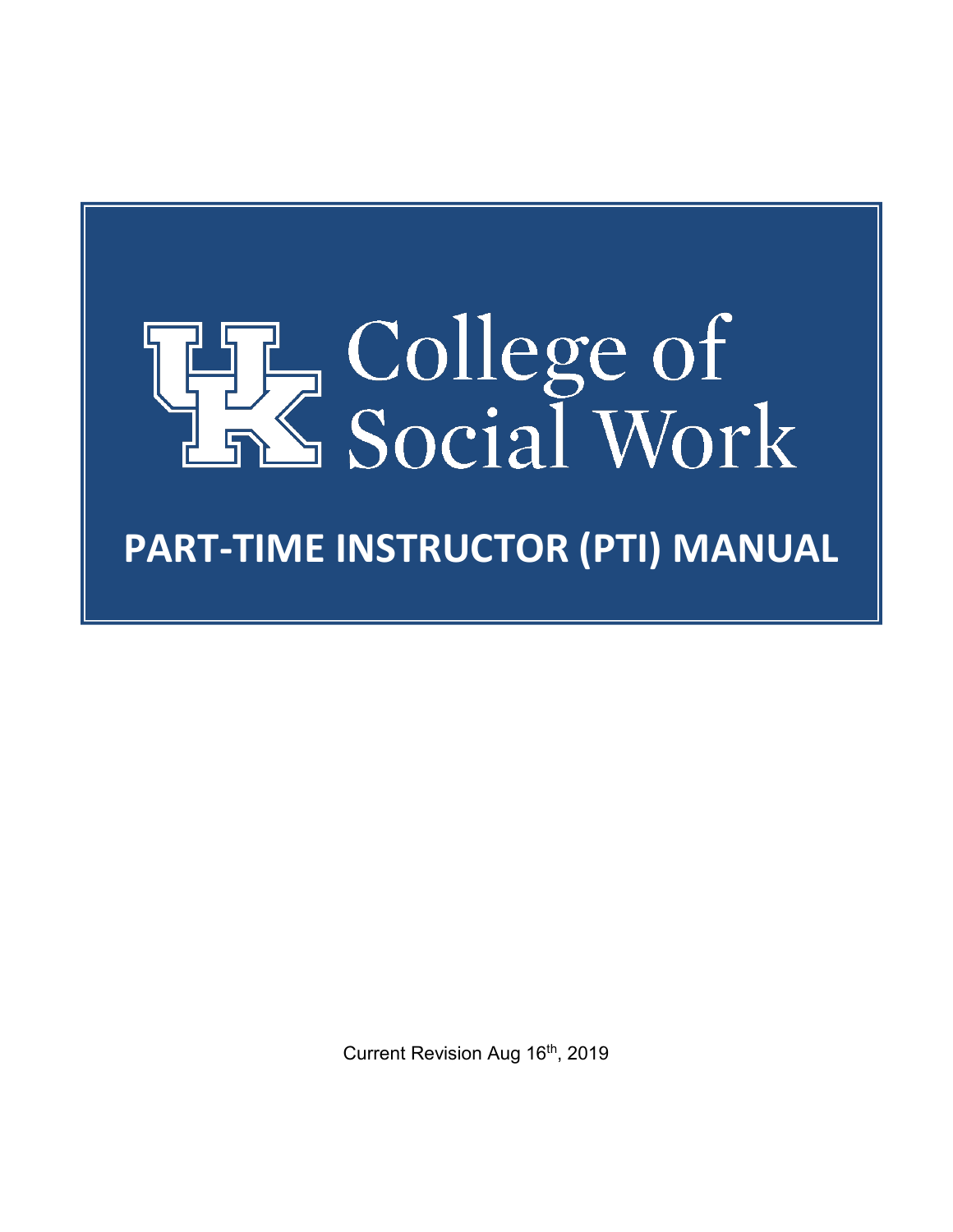# College of Social Work

# PART-TIME INSTRUCTOR (PTI) MANUAL

Current Revision Aug 16th, 2019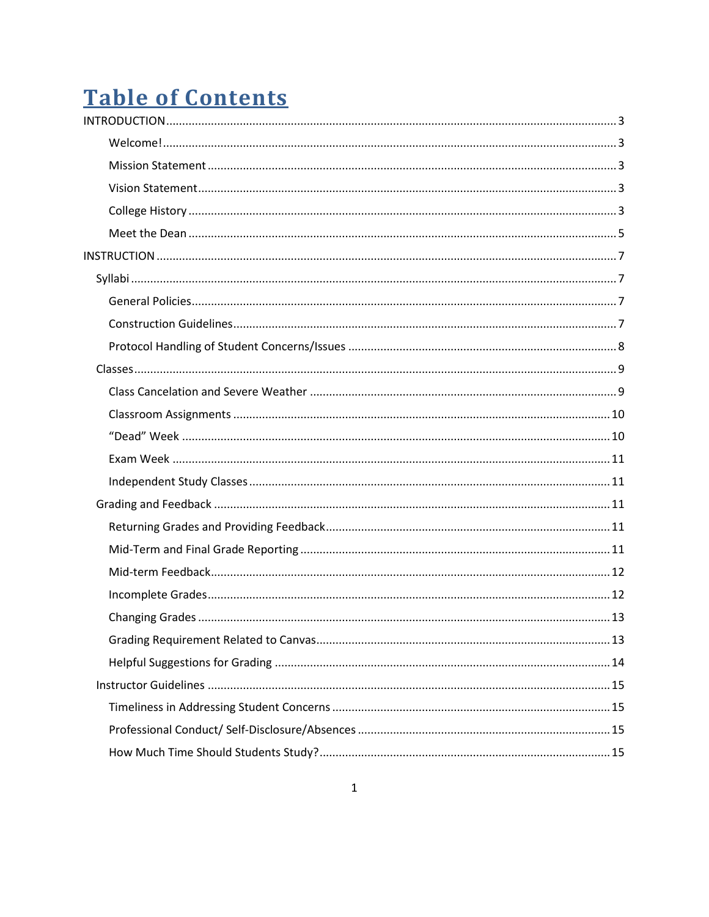# Table of Contents

INTRODUCTION ... 3

- Welcome! ... 3
- Mission Statement ... 3
- Vision Statement ... 3
- College History ... 3
- Meet the Dean ... 5

INSTRUCTION ... 7

- Syllabi ... 7
  - General Policies ... 7
  - Construction Guidelines ... 7
  - Protocol Handling of Student Concerns/Issues ... 8
- Classes ... 9
  - Class Cancelation and Severe Weather ... 9
  - Classroom Assignments ... 10
  - "Dead" Week ... 10
  - Exam Week ... 11
  - Independent Study Classes ... 11
- Grading and Feedback ... 11
  - Returning Grades and Providing Feedback ... 11
  - Mid-Term and Final Grade Reporting ... 11
  - Mid-term Feedback ... 12
  - Incomplete Grades ... 12
  - Changing Grades ... 13
  - Grading Requirement Related to Canvas ... 13
  - Helpful Suggestions for Grading ... 14
- Instructor Guidelines ... 15
  - Timeliness in Addressing Student Concerns ... 15
  - Professional Conduct/ Self-Disclosure/Absences ... 15
  - How Much Time Should Students Study? ... 15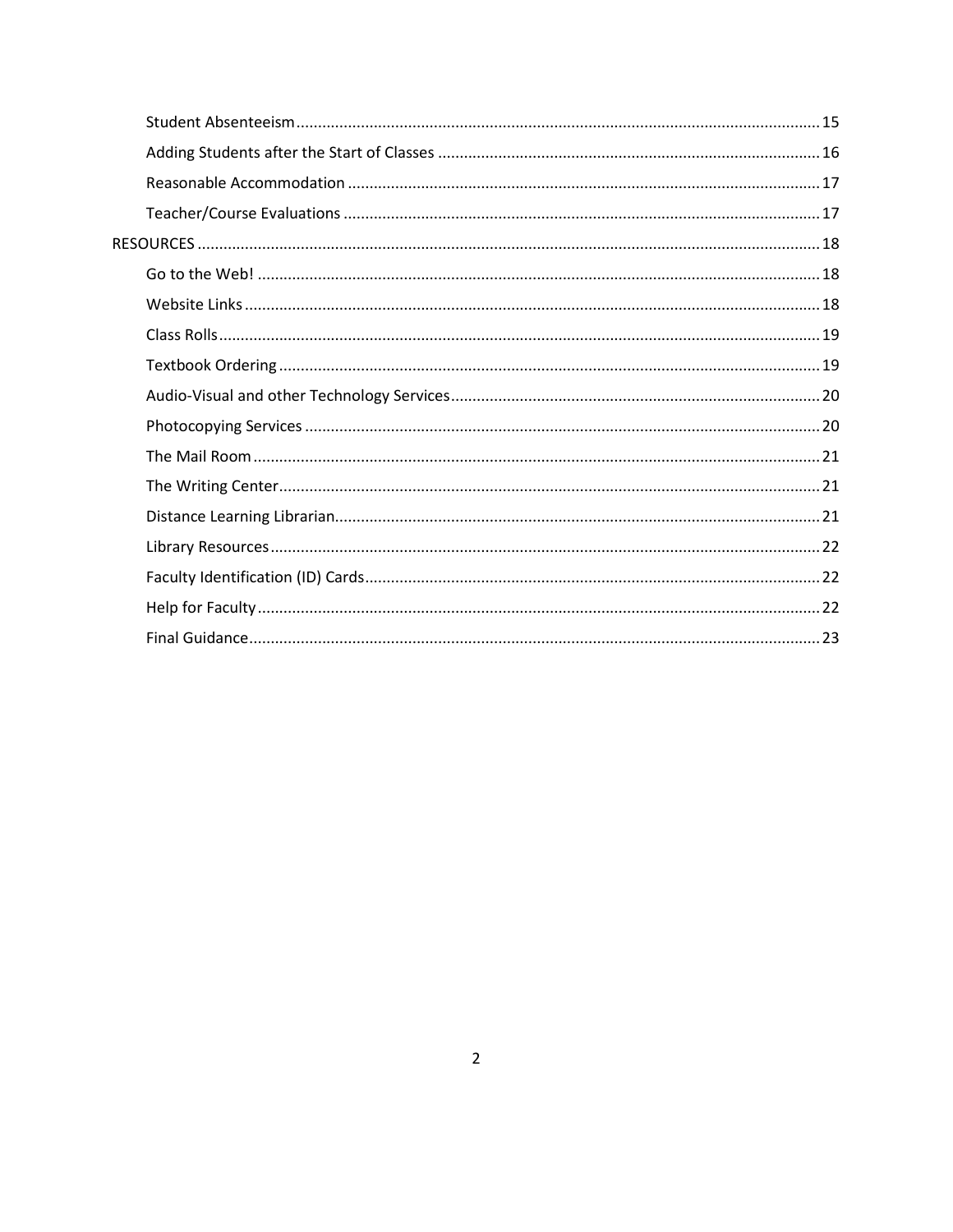- Student Absenteeism ........ 15
- Adding Students after the Start of Classes ........ 16
- Reasonable Accommodation ........ 17
- Teacher/Course Evaluations ........ 17

RESOURCES ........ 18

- Go to the Web! ........ 18
- Website Links ........ 18
- Class Rolls ........ 19
- Textbook Ordering ........ 19
- Audio-Visual and other Technology Services ........ 20
- Photocopying Services ........ 20
- The Mail Room ........ 21
- The Writing Center ........ 21
- Distance Learning Librarian ........ 21
- Library Resources ........ 22
- Faculty Identification (ID) Cards ........ 22
- Help for Faculty ........ 22
- Final Guidance ........ 23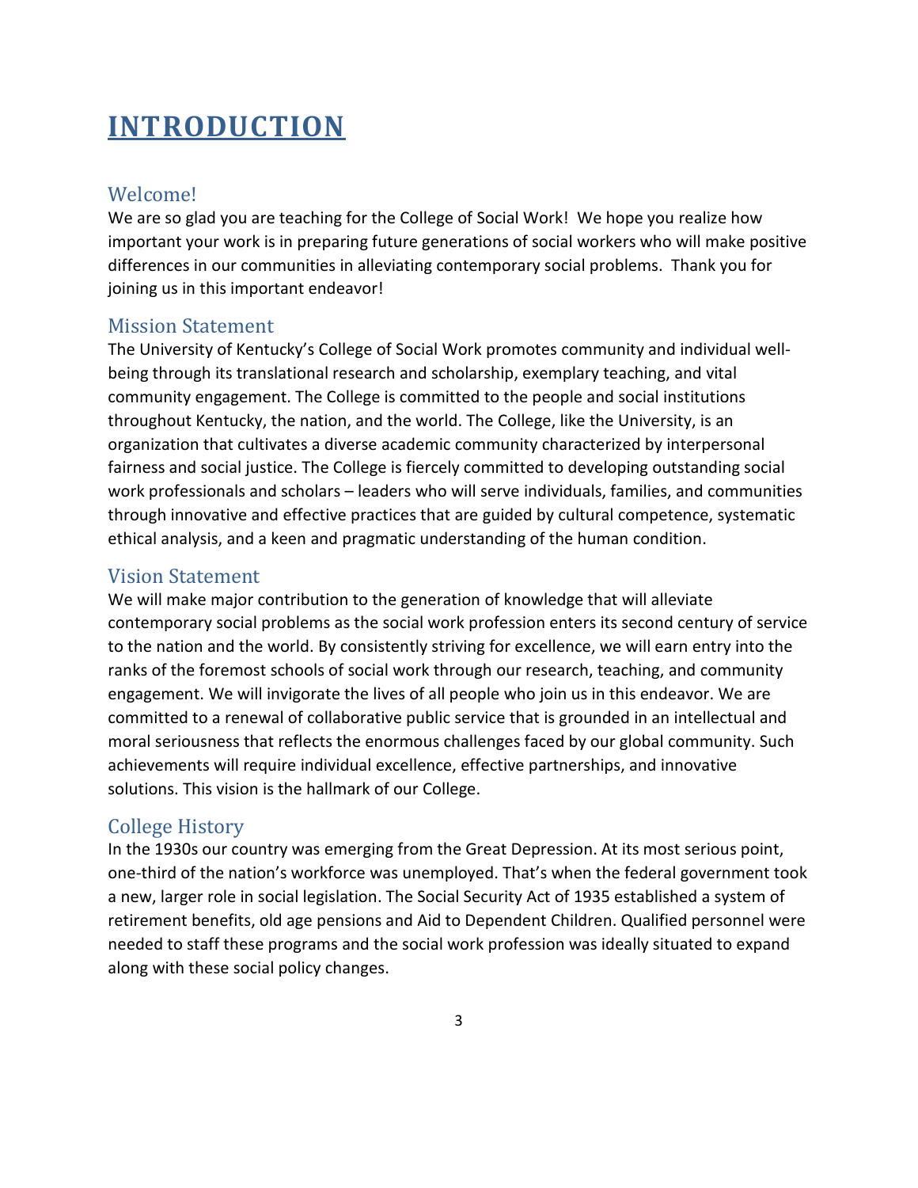# INTRODUCTION

## Welcome!

We are so glad you are teaching for the College of Social Work! We hope you realize how important your work is in preparing future generations of social workers who will make positive differences in our communities in alleviating contemporary social problems. Thank you for joining us in this important endeavor!

## Mission Statement

The University of Kentucky's College of Social Work promotes community and individual well-being through its translational research and scholarship, exemplary teaching, and vital community engagement. The College is committed to the people and social institutions throughout Kentucky, the nation, and the world. The College, like the University, is an organization that cultivates a diverse academic community characterized by interpersonal fairness and social justice. The College is fiercely committed to developing outstanding social work professionals and scholars – leaders who will serve individuals, families, and communities through innovative and effective practices that are guided by cultural competence, systematic ethical analysis, and a keen and pragmatic understanding of the human condition.

## Vision Statement

We will make major contribution to the generation of knowledge that will alleviate contemporary social problems as the social work profession enters its second century of service to the nation and the world. By consistently striving for excellence, we will earn entry into the ranks of the foremost schools of social work through our research, teaching, and community engagement. We will invigorate the lives of all people who join us in this endeavor. We are committed to a renewal of collaborative public service that is grounded in an intellectual and moral seriousness that reflects the enormous challenges faced by our global community. Such achievements will require individual excellence, effective partnerships, and innovative solutions. This vision is the hallmark of our College.

## College History

In the 1930s our country was emerging from the Great Depression. At its most serious point, one-third of the nation's workforce was unemployed. That's when the federal government took a new, larger role in social legislation. The Social Security Act of 1935 established a system of retirement benefits, old age pensions and Aid to Dependent Children. Qualified personnel were needed to staff these programs and the social work profession was ideally situated to expand along with these social policy changes.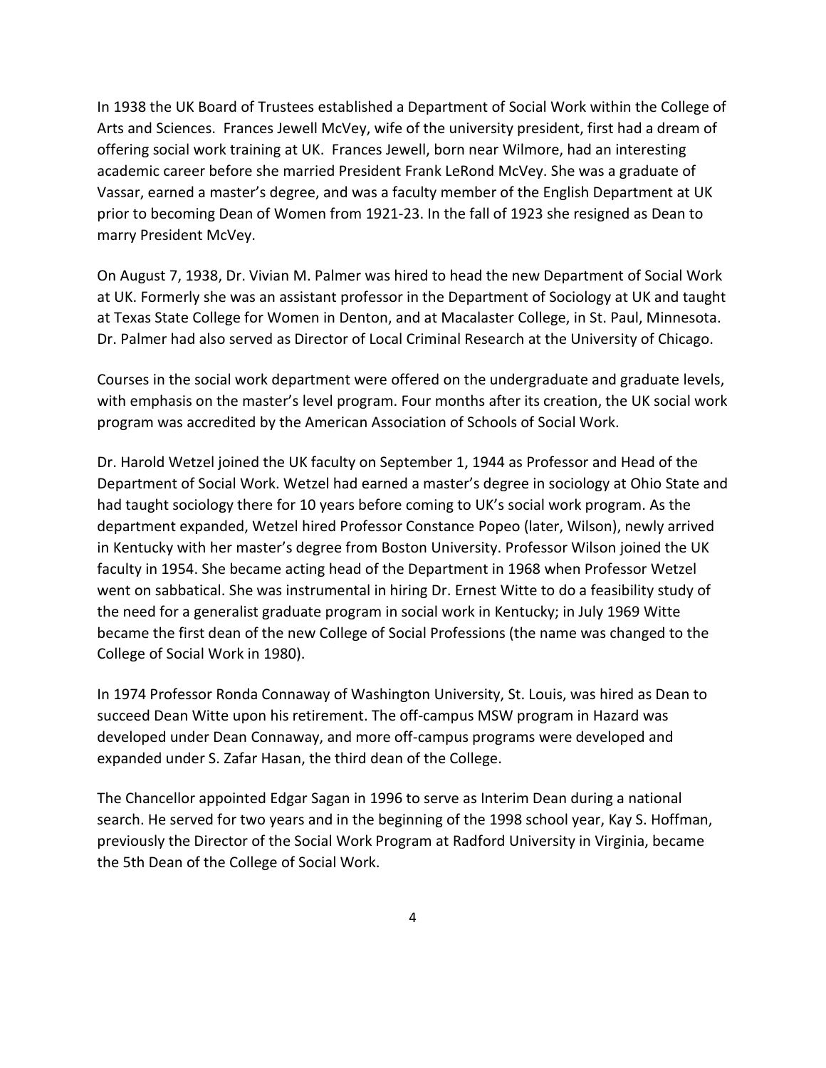In 1938 the UK Board of Trustees established a Department of Social Work within the College of Arts and Sciences. Frances Jewell McVey, wife of the university president, first had a dream of offering social work training at UK. Frances Jewell, born near Wilmore, had an interesting academic career before she married President Frank LeRond McVey. She was a graduate of Vassar, earned a master's degree, and was a faculty member of the English Department at UK prior to becoming Dean of Women from 1921-23. In the fall of 1923 she resigned as Dean to marry President McVey.

On August 7, 1938, Dr. Vivian M. Palmer was hired to head the new Department of Social Work at UK. Formerly she was an assistant professor in the Department of Sociology at UK and taught at Texas State College for Women in Denton, and at Macalaster College, in St. Paul, Minnesota. Dr. Palmer had also served as Director of Local Criminal Research at the University of Chicago.

Courses in the social work department were offered on the undergraduate and graduate levels, with emphasis on the master's level program. Four months after its creation, the UK social work program was accredited by the American Association of Schools of Social Work.

Dr. Harold Wetzel joined the UK faculty on September 1, 1944 as Professor and Head of the Department of Social Work. Wetzel had earned a master's degree in sociology at Ohio State and had taught sociology there for 10 years before coming to UK's social work program. As the department expanded, Wetzel hired Professor Constance Popeo (later, Wilson), newly arrived in Kentucky with her master's degree from Boston University. Professor Wilson joined the UK faculty in 1954. She became acting head of the Department in 1968 when Professor Wetzel went on sabbatical. She was instrumental in hiring Dr. Ernest Witte to do a feasibility study of the need for a generalist graduate program in social work in Kentucky; in July 1969 Witte became the first dean of the new College of Social Professions (the name was changed to the College of Social Work in 1980).

In 1974 Professor Ronda Connaway of Washington University, St. Louis, was hired as Dean to succeed Dean Witte upon his retirement. The off-campus MSW program in Hazard was developed under Dean Connaway, and more off-campus programs were developed and expanded under S. Zafar Hasan, the third dean of the College.

The Chancellor appointed Edgar Sagan in 1996 to serve as Interim Dean during a national search. He served for two years and in the beginning of the 1998 school year, Kay S. Hoffman, previously the Director of the Social Work Program at Radford University in Virginia, became the 5th Dean of the College of Social Work.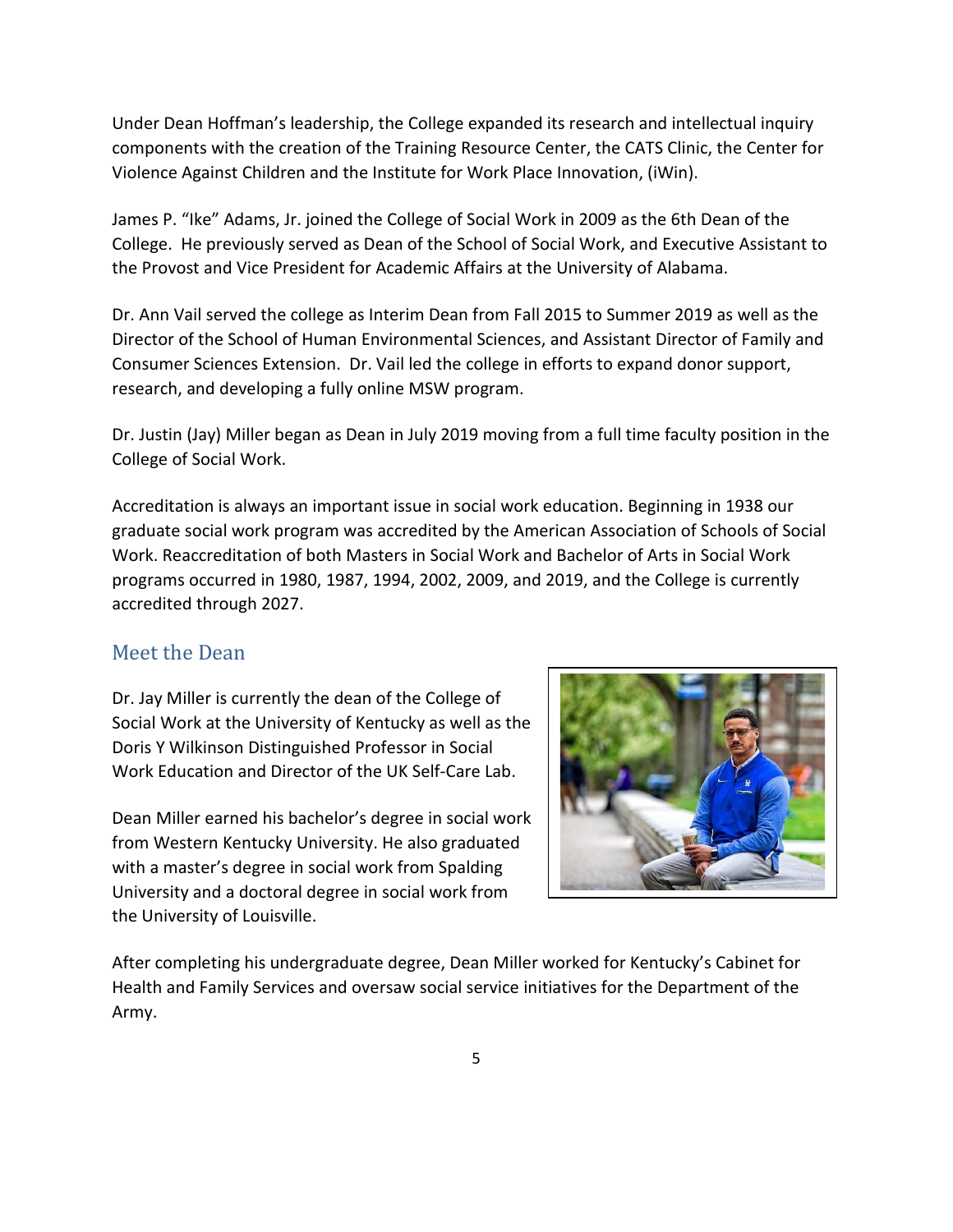Under Dean Hoffman's leadership, the College expanded its research and intellectual inquiry components with the creation of the Training Resource Center, the CATS Clinic, the Center for Violence Against Children and the Institute for Work Place Innovation, (iWin).

James P. "Ike" Adams, Jr. joined the College of Social Work in 2009 as the 6th Dean of the College. He previously served as Dean of the School of Social Work, and Executive Assistant to the Provost and Vice President for Academic Affairs at the University of Alabama.

Dr. Ann Vail served the college as Interim Dean from Fall 2015 to Summer 2019 as well as the Director of the School of Human Environmental Sciences, and Assistant Director of Family and Consumer Sciences Extension. Dr. Vail led the college in efforts to expand donor support, research, and developing a fully online MSW program.

Dr. Justin (Jay) Miller began as Dean in July 2019 moving from a full time faculty position in the College of Social Work.

Accreditation is always an important issue in social work education. Beginning in 1938 our graduate social work program was accredited by the American Association of Schools of Social Work. Reaccreditation of both Masters in Social Work and Bachelor of Arts in Social Work programs occurred in 1980, 1987, 1994, 2002, 2009, and 2019, and the College is currently accredited through 2027.

## Meet the Dean

Dr. Jay Miller is currently the dean of the College of Social Work at the University of Kentucky as well as the Doris Y Wilkinson Distinguished Professor in Social Work Education and Director of the UK Self-Care Lab.

Dean Miller earned his bachelor's degree in social work from Western Kentucky University. He also graduated with a master's degree in social work from Spalding University and a doctoral degree in social work from the University of Louisville.

After completing his undergraduate degree, Dean Miller worked for Kentucky's Cabinet for Health and Family Services and oversaw social service initiatives for the Department of the Army.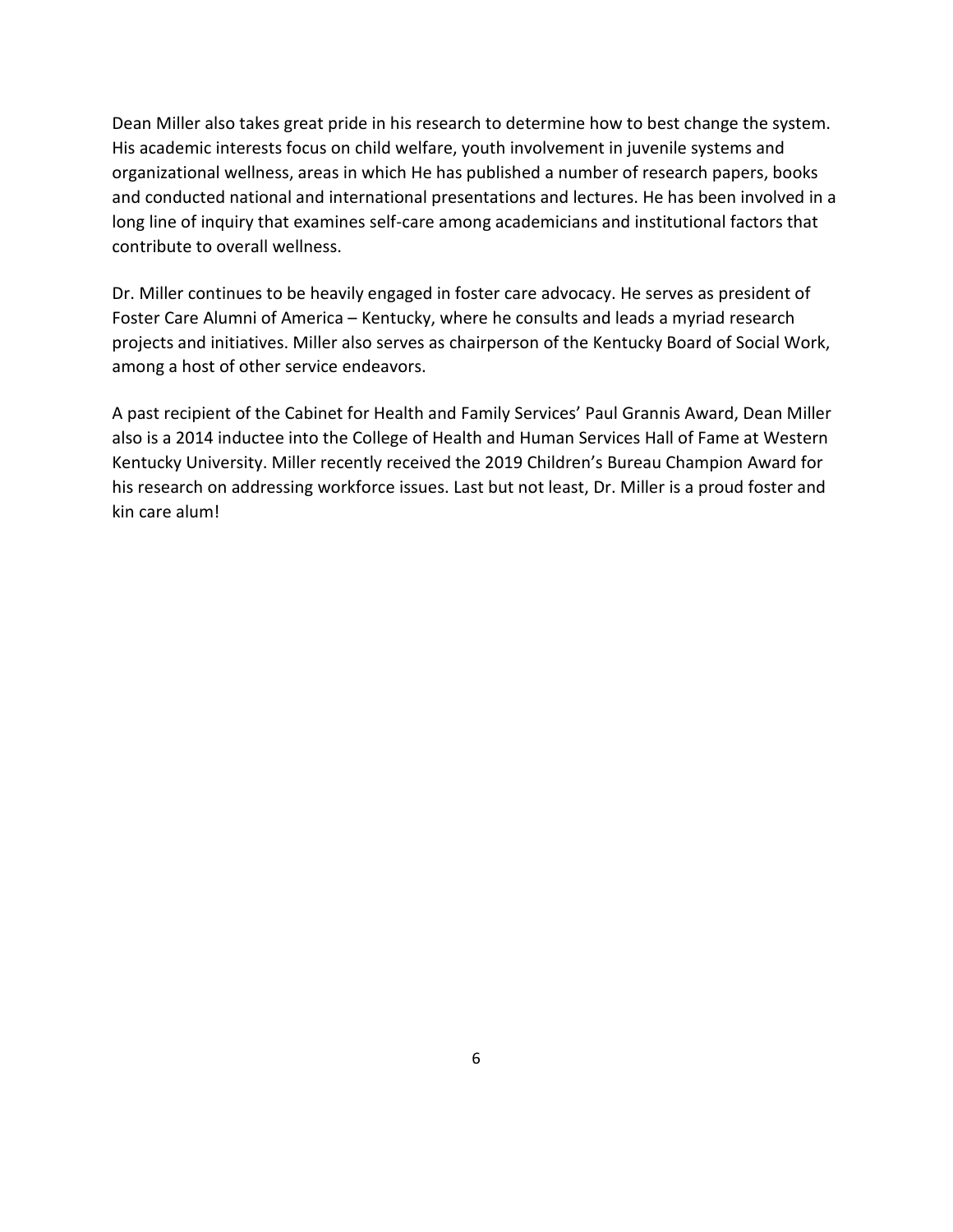Dean Miller also takes great pride in his research to determine how to best change the system. His academic interests focus on child welfare, youth involvement in juvenile systems and organizational wellness, areas in which He has published a number of research papers, books and conducted national and international presentations and lectures. He has been involved in a long line of inquiry that examines self-care among academicians and institutional factors that contribute to overall wellness.

Dr. Miller continues to be heavily engaged in foster care advocacy. He serves as president of Foster Care Alumni of America – Kentucky, where he consults and leads a myriad research projects and initiatives. Miller also serves as chairperson of the Kentucky Board of Social Work, among a host of other service endeavors.

A past recipient of the Cabinet for Health and Family Services' Paul Grannis Award, Dean Miller also is a 2014 inductee into the College of Health and Human Services Hall of Fame at Western Kentucky University. Miller recently received the 2019 Children's Bureau Champion Award for his research on addressing workforce issues. Last but not least, Dr. Miller is a proud foster and kin care alum!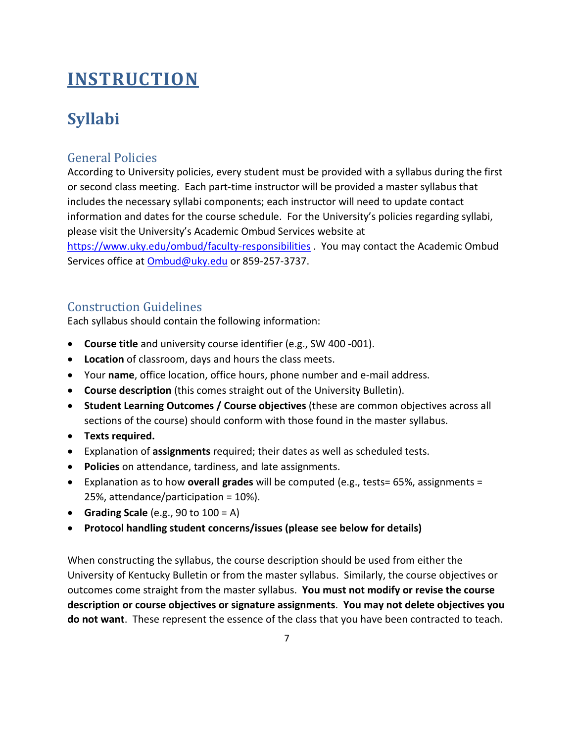# INSTRUCTION

## Syllabi

### General Policies

According to University policies, every student must be provided with a syllabus during the first or second class meeting. Each part-time instructor will be provided a master syllabus that includes the necessary syllabi components; each instructor will need to update contact information and dates for the course schedule. For the University's policies regarding syllabi, please visit the University's Academic Ombud Services website at [https://www.uky.edu/ombud/faculty-responsibilities](https://www.uky.edu/ombud/faculty-responsibilities) . You may contact the Academic Ombud Services office at [Ombud@uky.edu](mailto:Ombud@uky.edu) or 859-257-3737.

### Construction Guidelines

Each syllabus should contain the following information:

- **Course title** and university course identifier (e.g., SW 400 -001).
- **Location** of classroom, days and hours the class meets.
- Your **name**, office location, office hours, phone number and e-mail address.
- **Course description** (this comes straight out of the University Bulletin).
- **Student Learning Outcomes / Course objectives** (these are common objectives across all sections of the course) should conform with those found in the master syllabus.
- **Texts required.**
- Explanation of **assignments** required; their dates as well as scheduled tests.
- **Policies** on attendance, tardiness, and late assignments.
- Explanation as to how **overall grades** will be computed (e.g., tests= 65%, assignments = 25%, attendance/participation = 10%).
- **Grading Scale** (e.g., 90 to 100 = A)
- **Protocol handling student concerns/issues (please see below for details)**

When constructing the syllabus, the course description should be used from either the University of Kentucky Bulletin or from the master syllabus. Similarly, the course objectives or outcomes come straight from the master syllabus. **You must not modify or revise the course description or course objectives or signature assignments**. **You may not delete objectives you do not want**. These represent the essence of the class that you have been contracted to teach.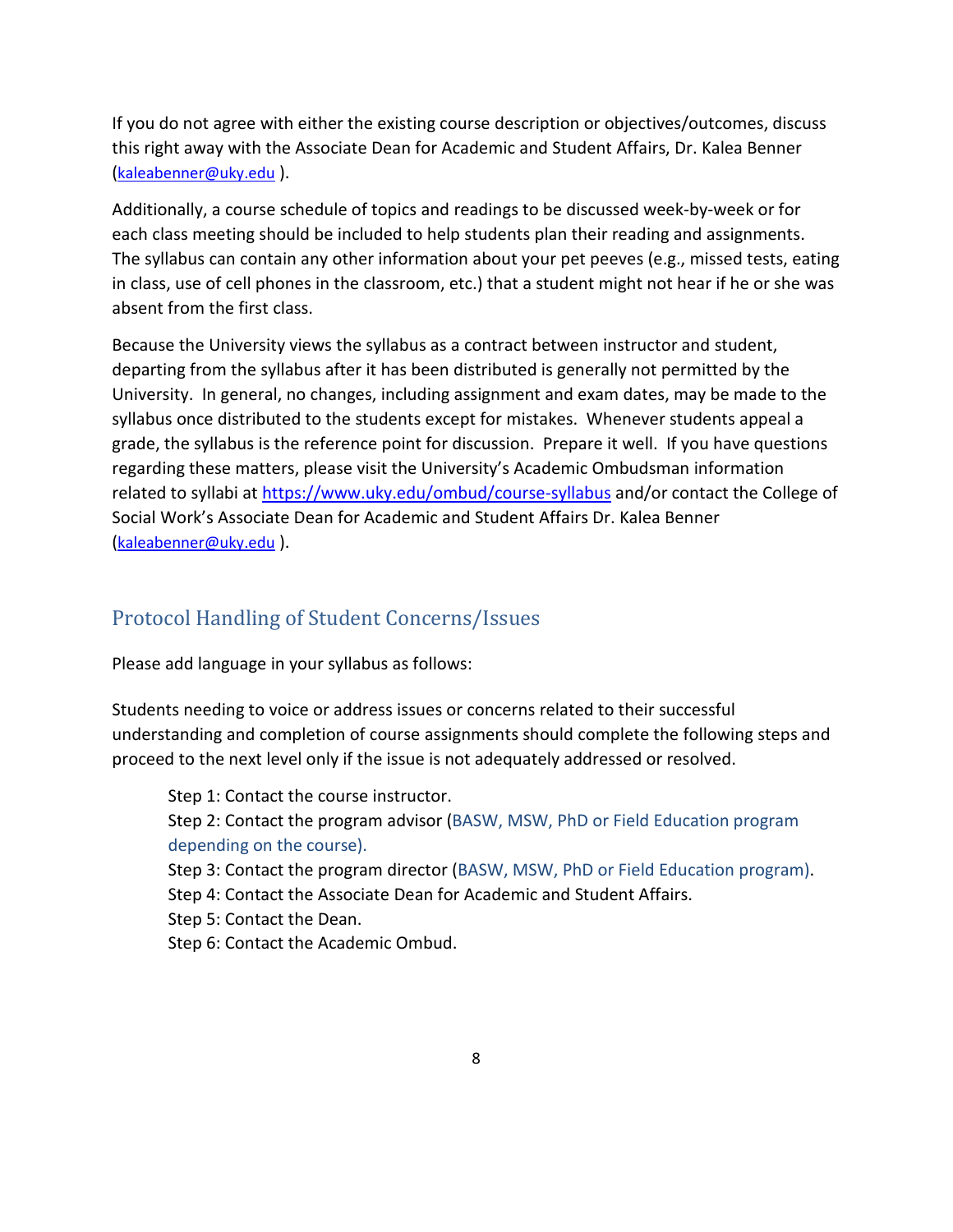If you do not agree with either the existing course description or objectives/outcomes, discuss this right away with the Associate Dean for Academic and Student Affairs, Dr. Kalea Benner (kaleabenner@uky.edu ).

Additionally, a course schedule of topics and readings to be discussed week-by-week or for each class meeting should be included to help students plan their reading and assignments. The syllabus can contain any other information about your pet peeves (e.g., missed tests, eating in class, use of cell phones in the classroom, etc.) that a student might not hear if he or she was absent from the first class.

Because the University views the syllabus as a contract between instructor and student, departing from the syllabus after it has been distributed is generally not permitted by the University. In general, no changes, including assignment and exam dates, may be made to the syllabus once distributed to the students except for mistakes. Whenever students appeal a grade, the syllabus is the reference point for discussion. Prepare it well. If you have questions regarding these matters, please visit the University's Academic Ombudsman information related to syllabi at https://www.uky.edu/ombud/course-syllabus and/or contact the College of Social Work's Associate Dean for Academic and Student Affairs Dr. Kalea Benner (kaleabenner@uky.edu ).

## Protocol Handling of Student Concerns/Issues

Please add language in your syllabus as follows:

Students needing to voice or address issues or concerns related to their successful understanding and completion of course assignments should complete the following steps and proceed to the next level only if the issue is not adequately addressed or resolved.

Step 1: Contact the course instructor.
Step 2: Contact the program advisor (BASW, MSW, PhD or Field Education program depending on the course).
Step 3: Contact the program director (BASW, MSW, PhD or Field Education program).
Step 4: Contact the Associate Dean for Academic and Student Affairs.
Step 5: Contact the Dean.
Step 6: Contact the Academic Ombud.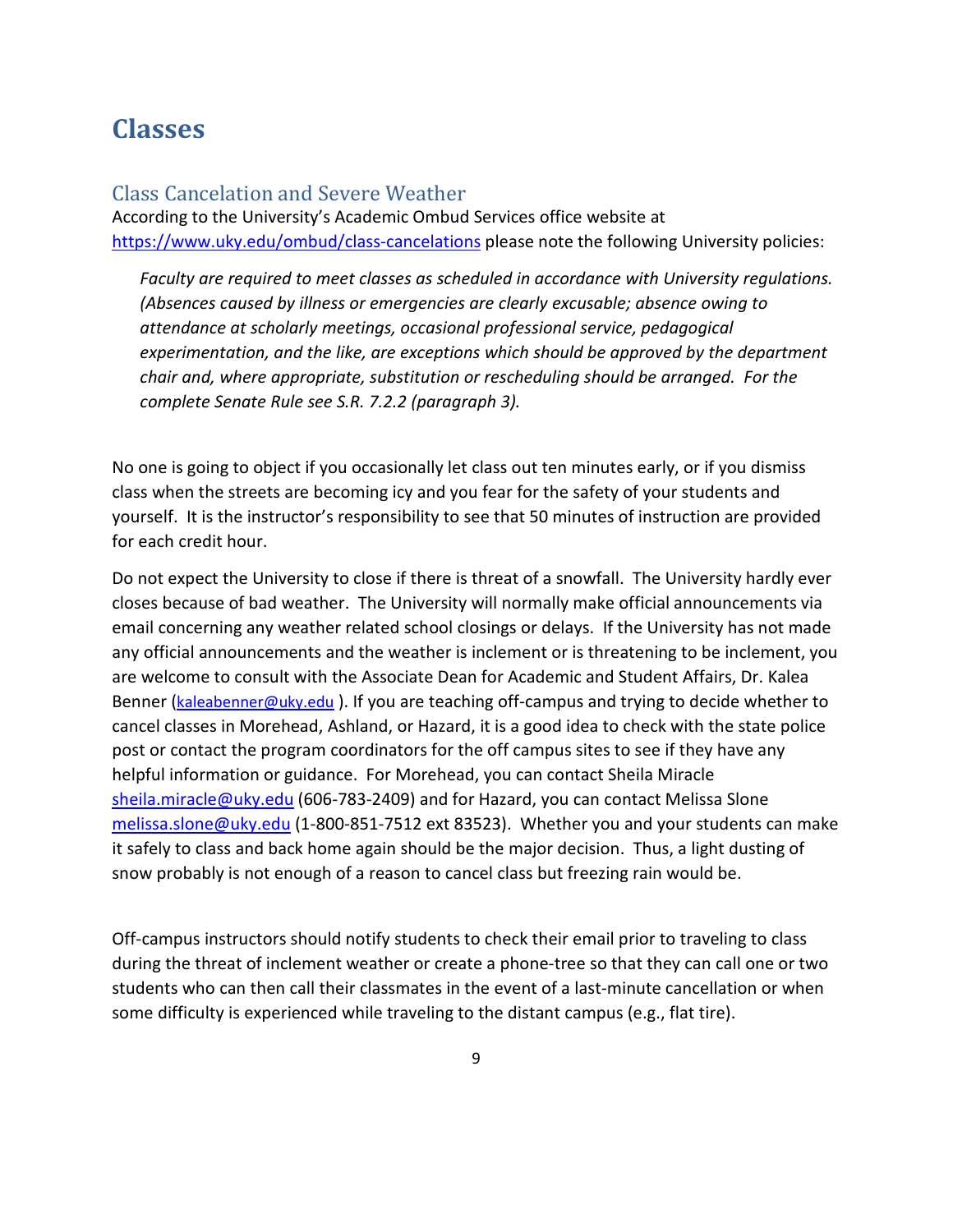# Classes

## Class Cancelation and Severe Weather

According to the University's Academic Ombud Services office website at https://www.uky.edu/ombud/class-cancelations please note the following University policies:

> *Faculty are required to meet classes as scheduled in accordance with University regulations. (Absences caused by illness or emergencies are clearly excusable; absence owing to attendance at scholarly meetings, occasional professional service, pedagogical experimentation, and the like, are exceptions which should be approved by the department chair and, where appropriate, substitution or rescheduling should be arranged. For the complete Senate Rule see S.R. 7.2.2 (paragraph 3).*

No one is going to object if you occasionally let class out ten minutes early, or if you dismiss class when the streets are becoming icy and you fear for the safety of your students and yourself. It is the instructor's responsibility to see that 50 minutes of instruction are provided for each credit hour.

Do not expect the University to close if there is threat of a snowfall. The University hardly ever closes because of bad weather. The University will normally make official announcements via email concerning any weather related school closings or delays. If the University has not made any official announcements and the weather is inclement or is threatening to be inclement, you are welcome to consult with the Associate Dean for Academic and Student Affairs, Dr. Kalea Benner (kaleabenner@uky.edu ). If you are teaching off-campus and trying to decide whether to cancel classes in Morehead, Ashland, or Hazard, it is a good idea to check with the state police post or contact the program coordinators for the off campus sites to see if they have any helpful information or guidance. For Morehead, you can contact Sheila Miracle sheila.miracle@uky.edu (606-783-2409) and for Hazard, you can contact Melissa Slone melissa.slone@uky.edu (1-800-851-7512 ext 83523). Whether you and your students can make it safely to class and back home again should be the major decision. Thus, a light dusting of snow probably is not enough of a reason to cancel class but freezing rain would be.

Off-campus instructors should notify students to check their email prior to traveling to class during the threat of inclement weather or create a phone-tree so that they can call one or two students who can then call their classmates in the event of a last-minute cancellation or when some difficulty is experienced while traveling to the distant campus (e.g., flat tire).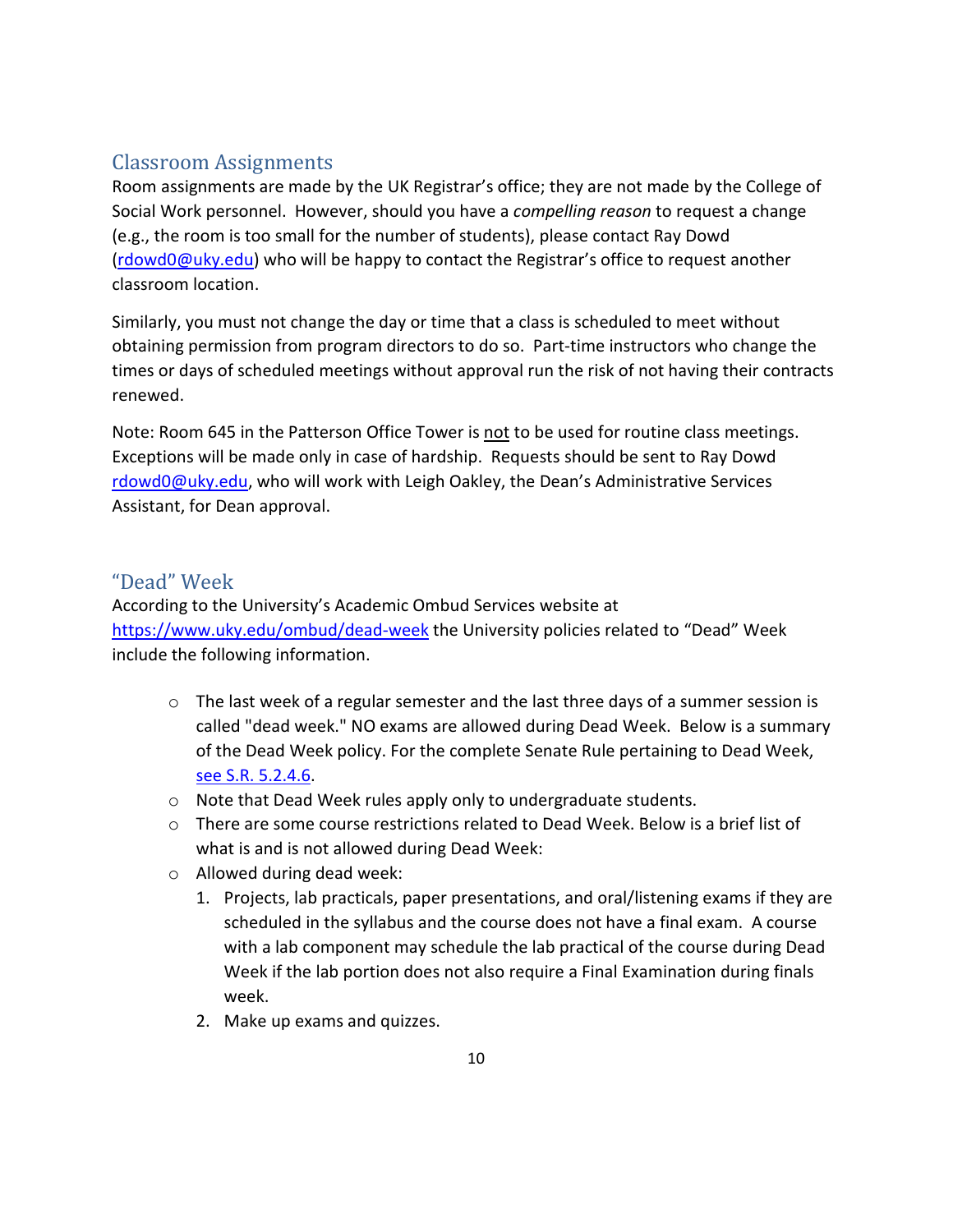## Classroom Assignments

Room assignments are made by the UK Registrar's office; they are not made by the College of Social Work personnel. However, should you have a *compelling reason* to request a change (e.g., the room is too small for the number of students), please contact Ray Dowd (rdowd0@uky.edu) who will be happy to contact the Registrar's office to request another classroom location.

Similarly, you must not change the day or time that a class is scheduled to meet without obtaining permission from program directors to do so. Part-time instructors who change the times or days of scheduled meetings without approval run the risk of not having their contracts renewed.

Note: Room 645 in the Patterson Office Tower is <u>not</u> to be used for routine class meetings. Exceptions will be made only in case of hardship. Requests should be sent to Ray Dowd rdowd0@uky.edu, who will work with Leigh Oakley, the Dean's Administrative Services Assistant, for Dean approval.

## "Dead" Week

According to the University's Academic Ombud Services website at https://www.uky.edu/ombud/dead-week the University policies related to "Dead" Week include the following information.

- The last week of a regular semester and the last three days of a summer session is called "dead week." NO exams are allowed during Dead Week. Below is a summary of the Dead Week policy. For the complete Senate Rule pertaining to Dead Week, see S.R. 5.2.4.6.
- Note that Dead Week rules apply only to undergraduate students.
- There are some course restrictions related to Dead Week. Below is a brief list of what is and is not allowed during Dead Week:
- Allowed during dead week:
  1. Projects, lab practicals, paper presentations, and oral/listening exams if they are scheduled in the syllabus and the course does not have a final exam. A course with a lab component may schedule the lab practical of the course during Dead Week if the lab portion does not also require a Final Examination during finals week.
  2. Make up exams and quizzes.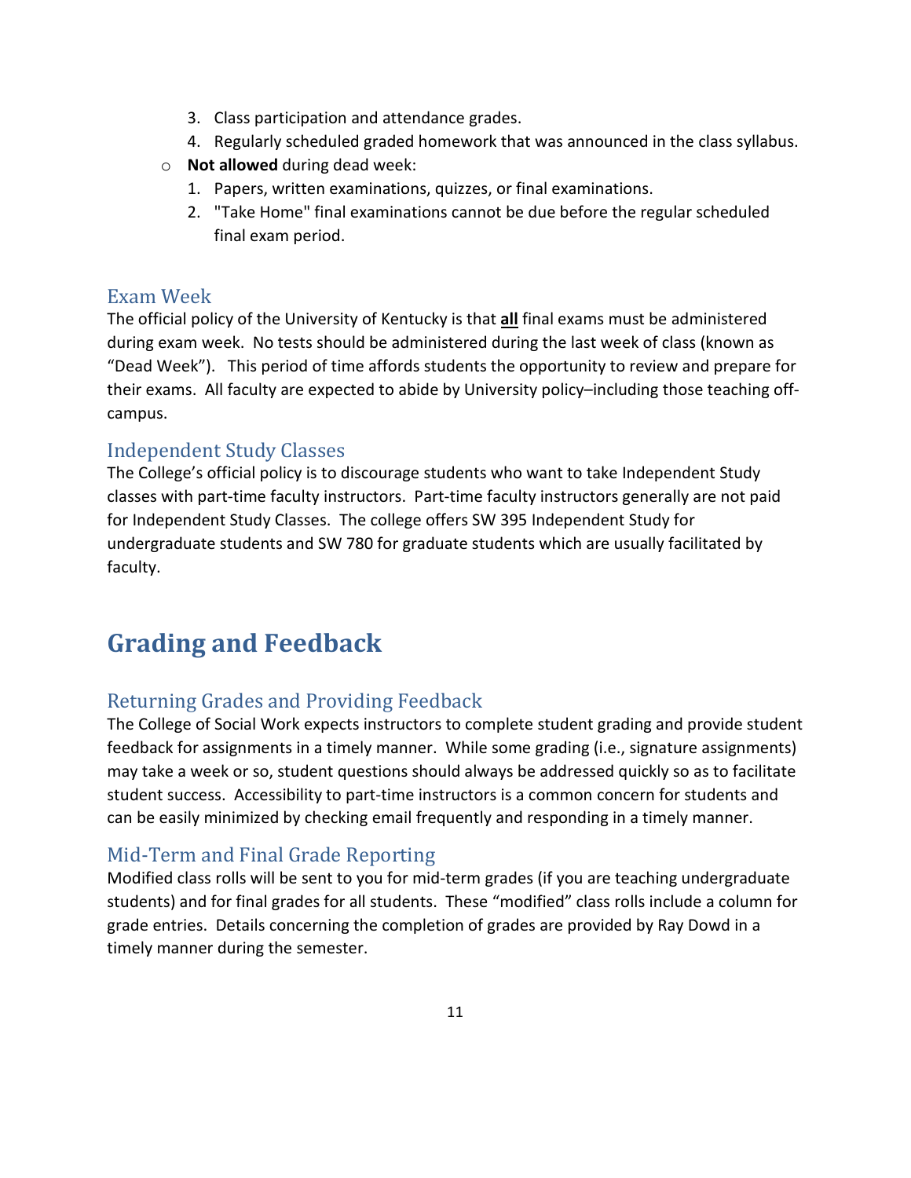3. Class participation and attendance grades.
   4. Regularly scheduled graded homework that was announced in the class syllabus.
- **Not allowed** during dead week:
   1. Papers, written examinations, quizzes, or final examinations.
   2. "Take Home" final examinations cannot be due before the regular scheduled final exam period.

### Exam Week

The official policy of the University of Kentucky is that **<u>all</u>** final exams must be administered during exam week. No tests should be administered during the last week of class (known as "Dead Week"). This period of time affords students the opportunity to review and prepare for their exams. All faculty are expected to abide by University policy–including those teaching off-campus.

### Independent Study Classes

The College's official policy is to discourage students who want to take Independent Study classes with part-time faculty instructors. Part-time faculty instructors generally are not paid for Independent Study Classes. The college offers SW 395 Independent Study for undergraduate students and SW 780 for graduate students which are usually facilitated by faculty.

## Grading and Feedback

### Returning Grades and Providing Feedback

The College of Social Work expects instructors to complete student grading and provide student feedback for assignments in a timely manner. While some grading (i.e., signature assignments) may take a week or so, student questions should always be addressed quickly so as to facilitate student success. Accessibility to part-time instructors is a common concern for students and can be easily minimized by checking email frequently and responding in a timely manner.

### Mid-Term and Final Grade Reporting

Modified class rolls will be sent to you for mid-term grades (if you are teaching undergraduate students) and for final grades for all students. These "modified" class rolls include a column for grade entries. Details concerning the completion of grades are provided by Ray Dowd in a timely manner during the semester.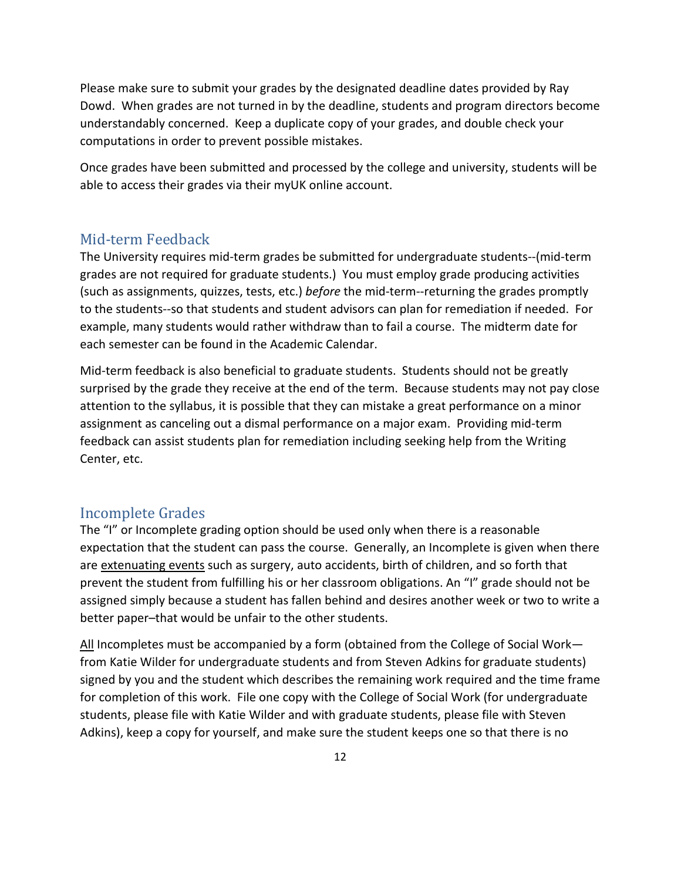Please make sure to submit your grades by the designated deadline dates provided by Ray Dowd. When grades are not turned in by the deadline, students and program directors become understandably concerned. Keep a duplicate copy of your grades, and double check your computations in order to prevent possible mistakes.

Once grades have been submitted and processed by the college and university, students will be able to access their grades via their myUK online account.

## Mid-term Feedback

The University requires mid-term grades be submitted for undergraduate students--(mid-term grades are not required for graduate students.) You must employ grade producing activities (such as assignments, quizzes, tests, etc.) *before* the mid-term--returning the grades promptly to the students--so that students and student advisors can plan for remediation if needed. For example, many students would rather withdraw than to fail a course. The midterm date for each semester can be found in the Academic Calendar.

Mid-term feedback is also beneficial to graduate students. Students should not be greatly surprised by the grade they receive at the end of the term. Because students may not pay close attention to the syllabus, it is possible that they can mistake a great performance on a minor assignment as canceling out a dismal performance on a major exam. Providing mid-term feedback can assist students plan for remediation including seeking help from the Writing Center, etc.

## Incomplete Grades

The "I" or Incomplete grading option should be used only when there is a reasonable expectation that the student can pass the course. Generally, an Incomplete is given when there are extenuating events such as surgery, auto accidents, birth of children, and so forth that prevent the student from fulfilling his or her classroom obligations. An "I" grade should not be assigned simply because a student has fallen behind and desires another week or two to write a better paper–that would be unfair to the other students.

All Incompletes must be accompanied by a form (obtained from the College of Social Work—from Katie Wilder for undergraduate students and from Steven Adkins for graduate students) signed by you and the student which describes the remaining work required and the time frame for completion of this work. File one copy with the College of Social Work (for undergraduate students, please file with Katie Wilder and with graduate students, please file with Steven Adkins), keep a copy for yourself, and make sure the student keeps one so that there is no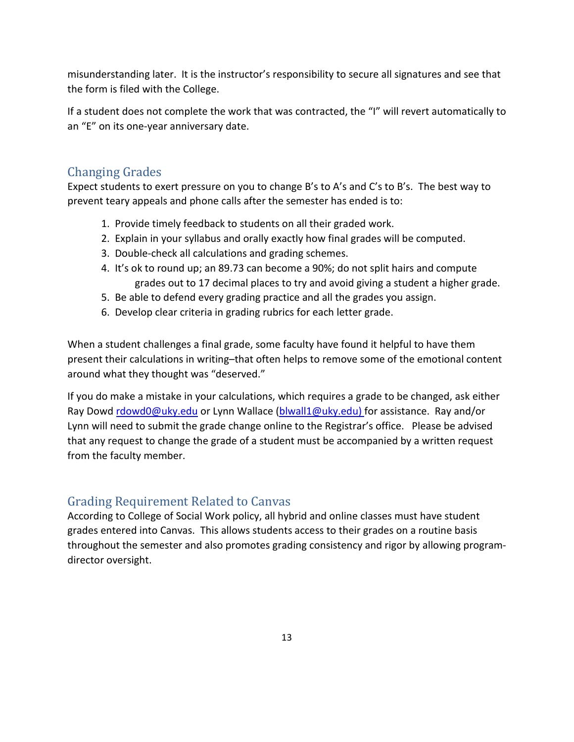misunderstanding later. It is the instructor's responsibility to secure all signatures and see that the form is filed with the College.

If a student does not complete the work that was contracted, the "I" will revert automatically to an "E" on its one-year anniversary date.

## Changing Grades

Expect students to exert pressure on you to change B's to A's and C's to B's. The best way to prevent teary appeals and phone calls after the semester has ended is to:

1. Provide timely feedback to students on all their graded work.
2. Explain in your syllabus and orally exactly how final grades will be computed.
3. Double-check all calculations and grading schemes.
4. It's ok to round up; an 89.73 can become a 90%; do not split hairs and compute grades out to 17 decimal places to try and avoid giving a student a higher grade.
5. Be able to defend every grading practice and all the grades you assign.
6. Develop clear criteria in grading rubrics for each letter grade.

When a student challenges a final grade, some faculty have found it helpful to have them present their calculations in writing–that often helps to remove some of the emotional content around what they thought was "deserved."

If you do make a mistake in your calculations, which requires a grade to be changed, ask either Ray Dowd rdowd0@uky.edu or Lynn Wallace (blwall1@uky.edu) for assistance. Ray and/or Lynn will need to submit the grade change online to the Registrar's office. Please be advised that any request to change the grade of a student must be accompanied by a written request from the faculty member.

## Grading Requirement Related to Canvas

According to College of Social Work policy, all hybrid and online classes must have student grades entered into Canvas. This allows students access to their grades on a routine basis throughout the semester and also promotes grading consistency and rigor by allowing program-director oversight.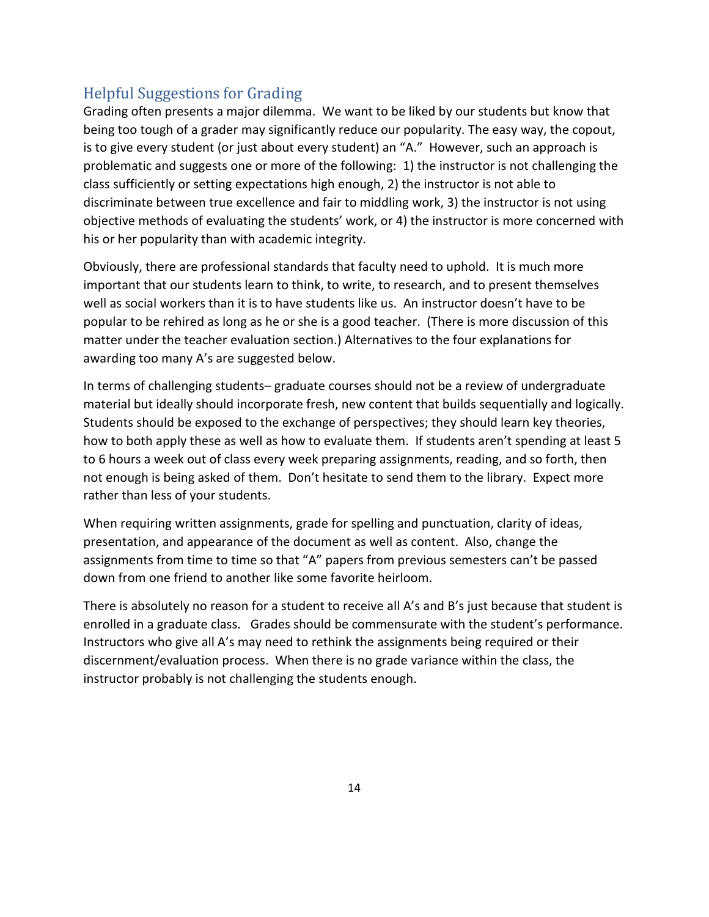## Helpful Suggestions for Grading

Grading often presents a major dilemma. We want to be liked by our students but know that being too tough of a grader may significantly reduce our popularity. The easy way, the copout, is to give every student (or just about every student) an "A." However, such an approach is problematic and suggests one or more of the following: 1) the instructor is not challenging the class sufficiently or setting expectations high enough, 2) the instructor is not able to discriminate between true excellence and fair to middling work, 3) the instructor is not using objective methods of evaluating the students' work, or 4) the instructor is more concerned with his or her popularity than with academic integrity.

Obviously, there are professional standards that faculty need to uphold. It is much more important that our students learn to think, to write, to research, and to present themselves well as social workers than it is to have students like us. An instructor doesn't have to be popular to be rehired as long as he or she is a good teacher. (There is more discussion of this matter under the teacher evaluation section.) Alternatives to the four explanations for awarding too many A's are suggested below.

In terms of challenging students– graduate courses should not be a review of undergraduate material but ideally should incorporate fresh, new content that builds sequentially and logically. Students should be exposed to the exchange of perspectives; they should learn key theories, how to both apply these as well as how to evaluate them. If students aren't spending at least 5 to 6 hours a week out of class every week preparing assignments, reading, and so forth, then not enough is being asked of them. Don't hesitate to send them to the library. Expect more rather than less of your students.

When requiring written assignments, grade for spelling and punctuation, clarity of ideas, presentation, and appearance of the document as well as content. Also, change the assignments from time to time so that "A" papers from previous semesters can't be passed down from one friend to another like some favorite heirloom.

There is absolutely no reason for a student to receive all A's and B's just because that student is enrolled in a graduate class. Grades should be commensurate with the student's performance. Instructors who give all A's may need to rethink the assignments being required or their discernment/evaluation process. When there is no grade variance within the class, the instructor probably is not challenging the students enough.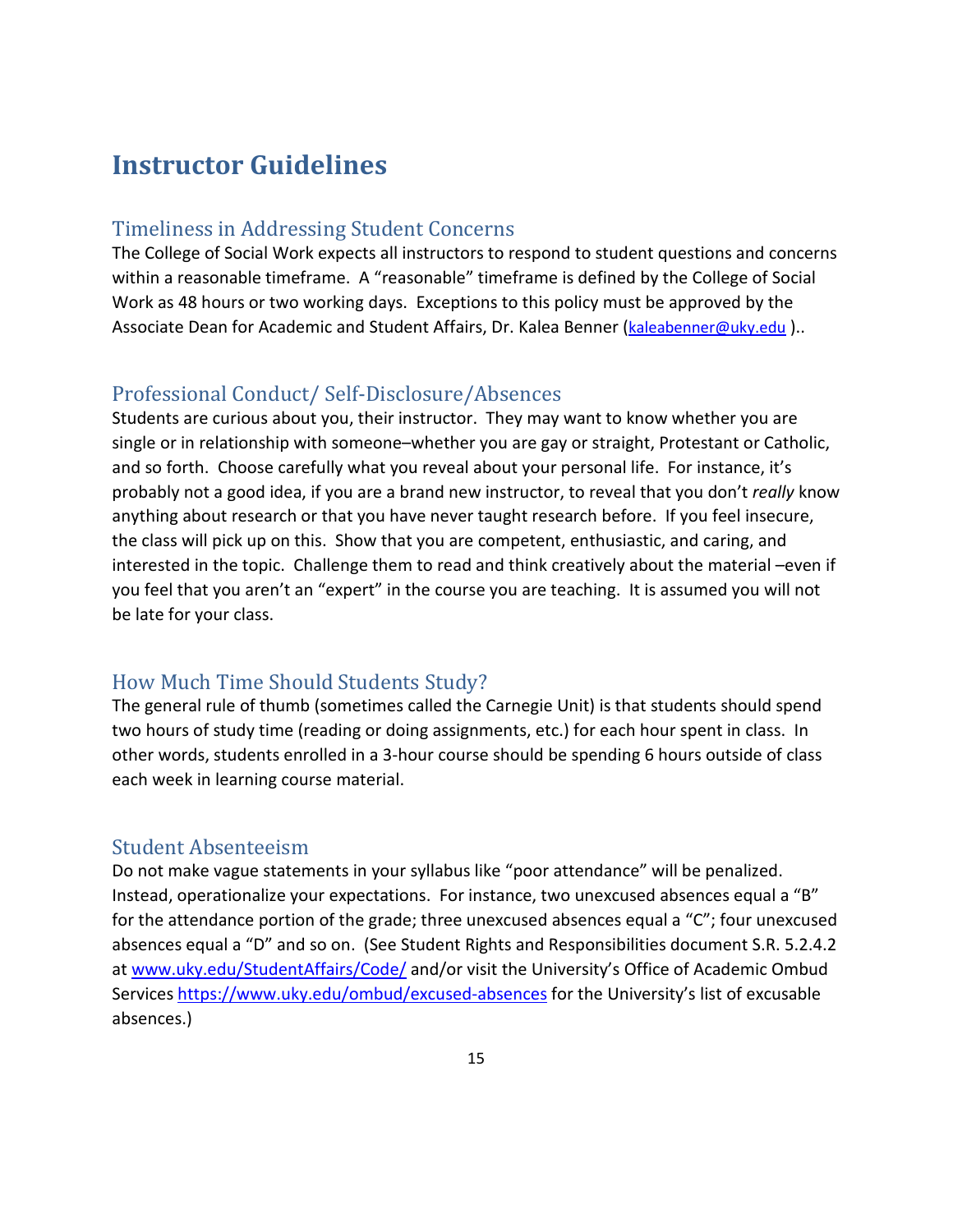# Instructor Guidelines

## Timeliness in Addressing Student Concerns

The College of Social Work expects all instructors to respond to student questions and concerns within a reasonable timeframe. A "reasonable" timeframe is defined by the College of Social Work as 48 hours or two working days. Exceptions to this policy must be approved by the Associate Dean for Academic and Student Affairs, Dr. Kalea Benner (kaleabenner@uky.edu )..

## Professional Conduct/ Self-Disclosure/Absences

Students are curious about you, their instructor. They may want to know whether you are single or in relationship with someone–whether you are gay or straight, Protestant or Catholic, and so forth. Choose carefully what you reveal about your personal life. For instance, it's probably not a good idea, if you are a brand new instructor, to reveal that you don't *really* know anything about research or that you have never taught research before. If you feel insecure, the class will pick up on this. Show that you are competent, enthusiastic, and caring, and interested in the topic. Challenge them to read and think creatively about the material –even if you feel that you aren't an "expert" in the course you are teaching. It is assumed you will not be late for your class.

## How Much Time Should Students Study?

The general rule of thumb (sometimes called the Carnegie Unit) is that students should spend two hours of study time (reading or doing assignments, etc.) for each hour spent in class. In other words, students enrolled in a 3-hour course should be spending 6 hours outside of class each week in learning course material.

## Student Absenteeism

Do not make vague statements in your syllabus like "poor attendance" will be penalized. Instead, operationalize your expectations. For instance, two unexcused absences equal a "B" for the attendance portion of the grade; three unexcused absences equal a "C"; four unexcused absences equal a "D" and so on. (See Student Rights and Responsibilities document S.R. 5.2.4.2 at www.uky.edu/StudentAffairs/Code/ and/or visit the University's Office of Academic Ombud Services https://www.uky.edu/ombud/excused-absences for the University's list of excusable absences.)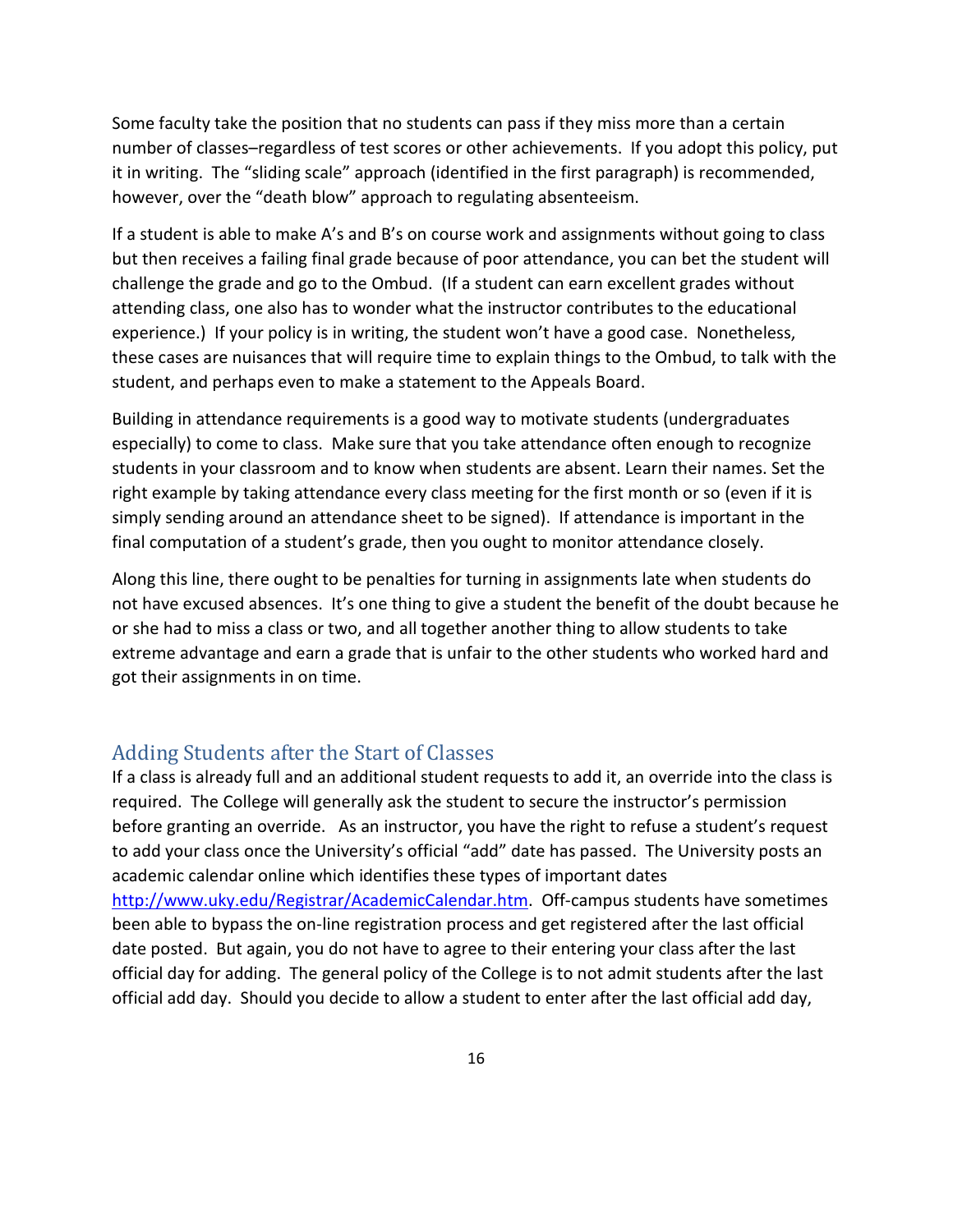Some faculty take the position that no students can pass if they miss more than a certain number of classes–regardless of test scores or other achievements. If you adopt this policy, put it in writing. The "sliding scale" approach (identified in the first paragraph) is recommended, however, over the "death blow" approach to regulating absenteeism.

If a student is able to make A's and B's on course work and assignments without going to class but then receives a failing final grade because of poor attendance, you can bet the student will challenge the grade and go to the Ombud. (If a student can earn excellent grades without attending class, one also has to wonder what the instructor contributes to the educational experience.) If your policy is in writing, the student won't have a good case. Nonetheless, these cases are nuisances that will require time to explain things to the Ombud, to talk with the student, and perhaps even to make a statement to the Appeals Board.

Building in attendance requirements is a good way to motivate students (undergraduates especially) to come to class. Make sure that you take attendance often enough to recognize students in your classroom and to know when students are absent. Learn their names. Set the right example by taking attendance every class meeting for the first month or so (even if it is simply sending around an attendance sheet to be signed). If attendance is important in the final computation of a student's grade, then you ought to monitor attendance closely.

Along this line, there ought to be penalties for turning in assignments late when students do not have excused absences. It's one thing to give a student the benefit of the doubt because he or she had to miss a class or two, and all together another thing to allow students to take extreme advantage and earn a grade that is unfair to the other students who worked hard and got their assignments in on time.

## Adding Students after the Start of Classes

If a class is already full and an additional student requests to add it, an override into the class is required. The College will generally ask the student to secure the instructor's permission before granting an override. As an instructor, you have the right to refuse a student's request to add your class once the University's official "add" date has passed. The University posts an academic calendar online which identifies these types of important dates http://www.uky.edu/Registrar/AcademicCalendar.htm. Off-campus students have sometimes been able to bypass the on-line registration process and get registered after the last official date posted. But again, you do not have to agree to their entering your class after the last official day for adding. The general policy of the College is to not admit students after the last official add day. Should you decide to allow a student to enter after the last official add day,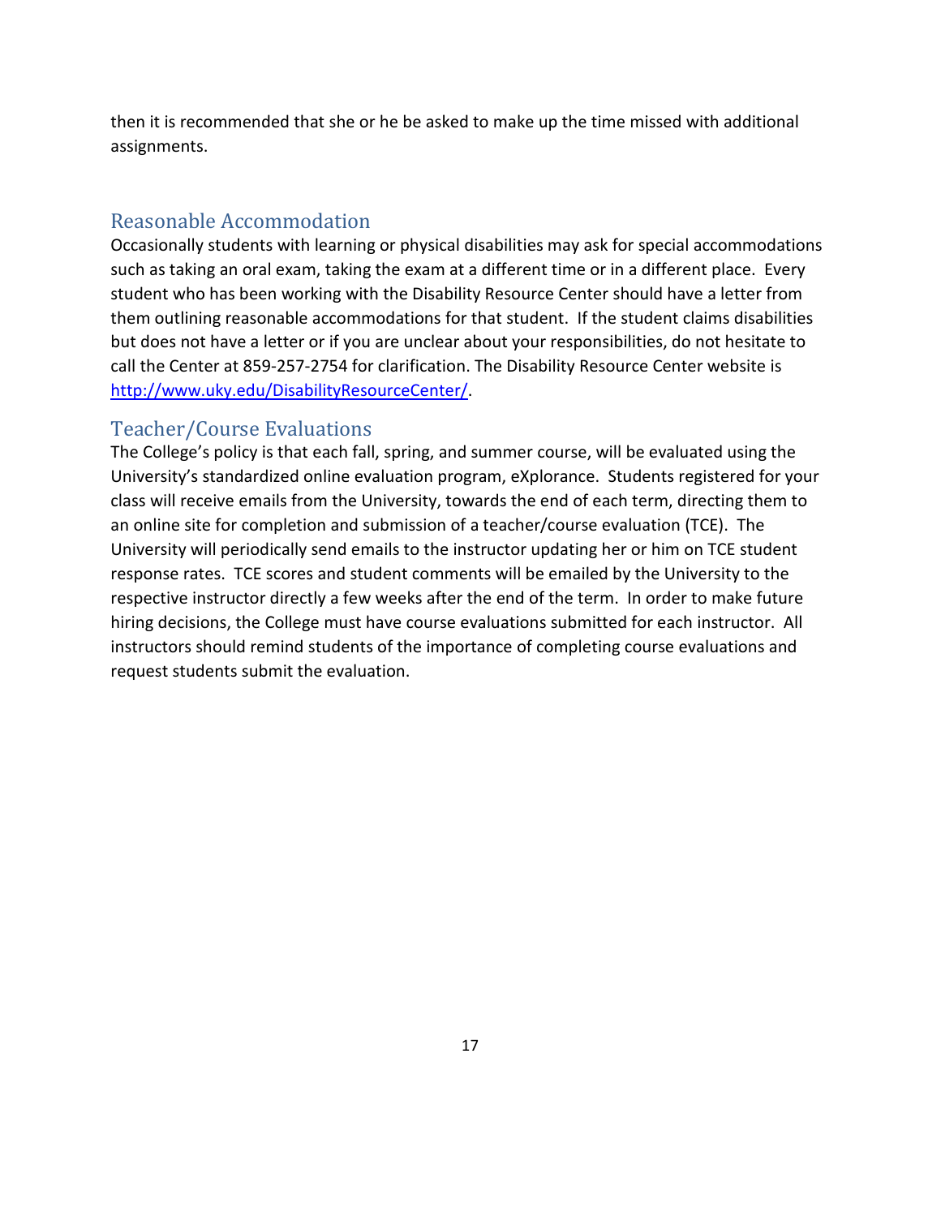then it is recommended that she or he be asked to make up the time missed with additional assignments.

## Reasonable Accommodation

Occasionally students with learning or physical disabilities may ask for special accommodations such as taking an oral exam, taking the exam at a different time or in a different place. Every student who has been working with the Disability Resource Center should have a letter from them outlining reasonable accommodations for that student. If the student claims disabilities but does not have a letter or if you are unclear about your responsibilities, do not hesitate to call the Center at 859-257-2754 for clarification. The Disability Resource Center website is [http://www.uky.edu/DisabilityResourceCenter/](http://www.uky.edu/DisabilityResourceCenter/).

## Teacher/Course Evaluations

The College's policy is that each fall, spring, and summer course, will be evaluated using the University's standardized online evaluation program, eXplorance. Students registered for your class will receive emails from the University, towards the end of each term, directing them to an online site for completion and submission of a teacher/course evaluation (TCE). The University will periodically send emails to the instructor updating her or him on TCE student response rates. TCE scores and student comments will be emailed by the University to the respective instructor directly a few weeks after the end of the term. In order to make future hiring decisions, the College must have course evaluations submitted for each instructor. All instructors should remind students of the importance of completing course evaluations and request students submit the evaluation.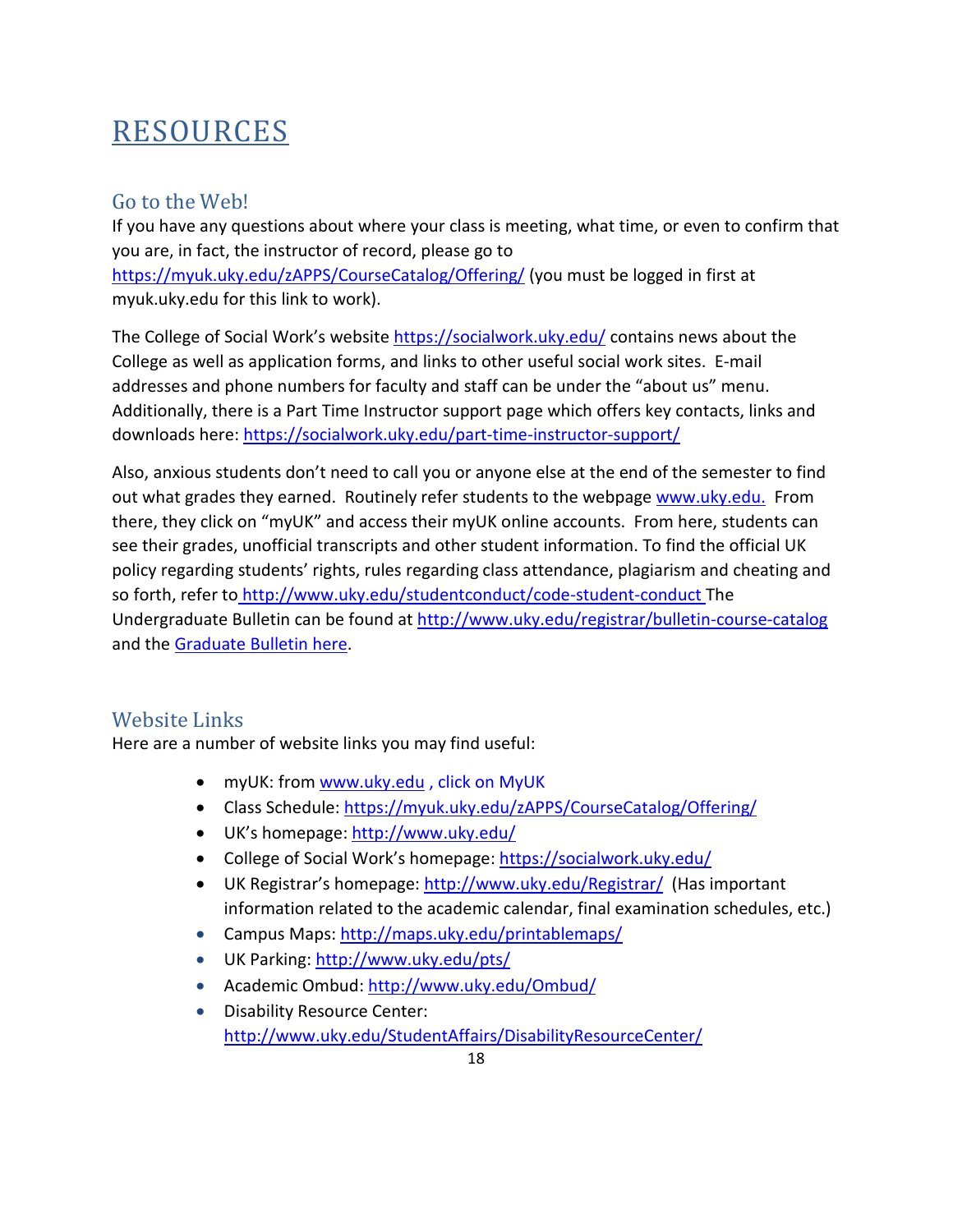# RESOURCES

## Go to the Web!

If you have any questions about where your class is meeting, what time, or even to confirm that you are, in fact, the instructor of record, please go to https://myuk.uky.edu/zAPPS/CourseCatalog/Offering/ (you must be logged in first at myuk.uky.edu for this link to work).

The College of Social Work's website https://socialwork.uky.edu/ contains news about the College as well as application forms, and links to other useful social work sites. E-mail addresses and phone numbers for faculty and staff can be under the "about us" menu. Additionally, there is a Part Time Instructor support page which offers key contacts, links and downloads here: https://socialwork.uky.edu/part-time-instructor-support/

Also, anxious students don't need to call you or anyone else at the end of the semester to find out what grades they earned. Routinely refer students to the webpage www.uky.edu. From there, they click on "myUK" and access their myUK online accounts. From here, students can see their grades, unofficial transcripts and other student information. To find the official UK policy regarding students' rights, rules regarding class attendance, plagiarism and cheating and so forth, refer to http://www.uky.edu/studentconduct/code-student-conduct The Undergraduate Bulletin can be found at http://www.uky.edu/registrar/bulletin-course-catalog and the Graduate Bulletin here.

## Website Links

Here are a number of website links you may find useful:

- myUK: from www.uky.edu , click on MyUK
- Class Schedule: https://myuk.uky.edu/zAPPS/CourseCatalog/Offering/
- UK's homepage: http://www.uky.edu/
- College of Social Work's homepage: https://socialwork.uky.edu/
- UK Registrar's homepage: http://www.uky.edu/Registrar/ (Has important information related to the academic calendar, final examination schedules, etc.)
- Campus Maps: http://maps.uky.edu/printablemaps/
- UK Parking: http://www.uky.edu/pts/
- Academic Ombud: http://www.uky.edu/Ombud/
- Disability Resource Center: http://www.uky.edu/StudentAffairs/DisabilityResourceCenter/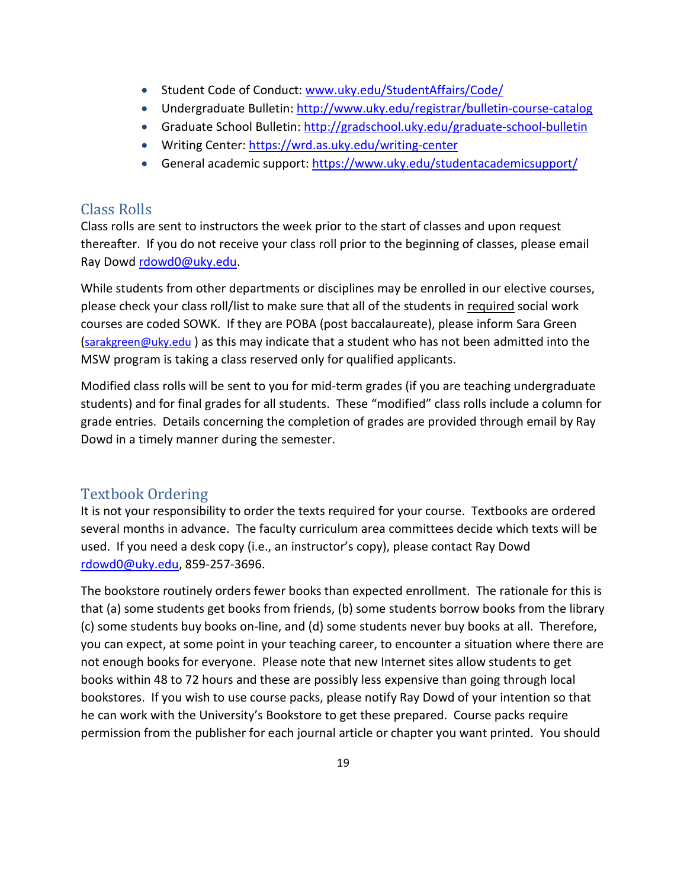- Student Code of Conduct: [www.uky.edu/StudentAffairs/Code/](www.uky.edu/StudentAffairs/Code/)
- Undergraduate Bulletin: [http://www.uky.edu/registrar/bulletin-course-catalog](http://www.uky.edu/registrar/bulletin-course-catalog)
- Graduate School Bulletin: [http://gradschool.uky.edu/graduate-school-bulletin](http://gradschool.uky.edu/graduate-school-bulletin)
- Writing Center: [https://wrd.as.uky.edu/writing-center](https://wrd.as.uky.edu/writing-center)
- General academic support: [https://www.uky.edu/studentacademicsupport/](https://www.uky.edu/studentacademicsupport/)

## Class Rolls

Class rolls are sent to instructors the week prior to the start of classes and upon request thereafter. If you do not receive your class roll prior to the beginning of classes, please email Ray Dowd [rdowd0@uky.edu](mailto:rdowd0@uky.edu).

While students from other departments or disciplines may be enrolled in our elective courses, please check your class roll/list to make sure that all of the students in required social work courses are coded SOWK. If they are POBA (post baccalaureate), please inform Sara Green ([sarakgreen@uky.edu](mailto:sarakgreen@uky.edu) ) as this may indicate that a student who has not been admitted into the MSW program is taking a class reserved only for qualified applicants.

Modified class rolls will be sent to you for mid-term grades (if you are teaching undergraduate students) and for final grades for all students. These "modified" class rolls include a column for grade entries. Details concerning the completion of grades are provided through email by Ray Dowd in a timely manner during the semester.

## Textbook Ordering

It is not your responsibility to order the texts required for your course. Textbooks are ordered several months in advance. The faculty curriculum area committees decide which texts will be used. If you need a desk copy (i.e., an instructor's copy), please contact Ray Dowd [rdowd0@uky.edu](mailto:rdowd0@uky.edu), 859-257-3696.

The bookstore routinely orders fewer books than expected enrollment. The rationale for this is that (a) some students get books from friends, (b) some students borrow books from the library (c) some students buy books on-line, and (d) some students never buy books at all. Therefore, you can expect, at some point in your teaching career, to encounter a situation where there are not enough books for everyone. Please note that new Internet sites allow students to get books within 48 to 72 hours and these are possibly less expensive than going through local bookstores. If you wish to use course packs, please notify Ray Dowd of your intention so that he can work with the University's Bookstore to get these prepared. Course packs require permission from the publisher for each journal article or chapter you want printed. You should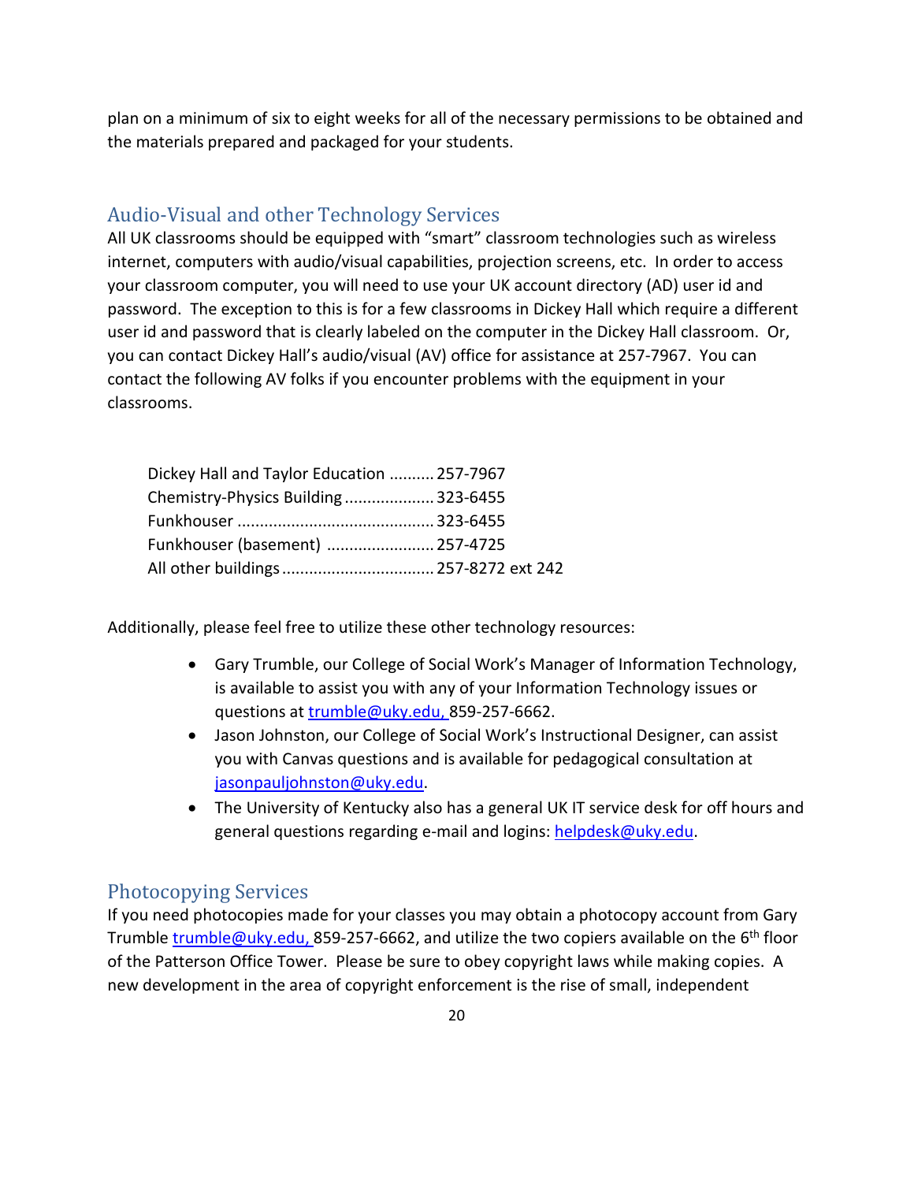plan on a minimum of six to eight weeks for all of the necessary permissions to be obtained and the materials prepared and packaged for your students.

## Audio-Visual and other Technology Services

All UK classrooms should be equipped with "smart" classroom technologies such as wireless internet, computers with audio/visual capabilities, projection screens, etc. In order to access your classroom computer, you will need to use your UK account directory (AD) user id and password. The exception to this is for a few classrooms in Dickey Hall which require a different user id and password that is clearly labeled on the computer in the Dickey Hall classroom. Or, you can contact Dickey Hall's audio/visual (AV) office for assistance at 257-7967. You can contact the following AV folks if you encounter problems with the equipment in your classrooms.

Dickey Hall and Taylor Education .......... 257-7967
Chemistry-Physics Building .................... 323-6455
Funkhouser ............................................ 323-6455
Funkhouser (basement) ........................ 257-4725
All other buildings .................................. 257-8272 ext 242

Additionally, please feel free to utilize these other technology resources:

- Gary Trumble, our College of Social Work's Manager of Information Technology, is available to assist you with any of your Information Technology issues or questions at trumble@uky.edu, 859-257-6662.
- Jason Johnston, our College of Social Work's Instructional Designer, can assist you with Canvas questions and is available for pedagogical consultation at jasonpauljohnston@uky.edu.
- The University of Kentucky also has a general UK IT service desk for off hours and general questions regarding e-mail and logins: helpdesk@uky.edu.

## Photocopying Services

If you need photocopies made for your classes you may obtain a photocopy account from Gary Trumble trumble@uky.edu, 859-257-6662, and utilize the two copiers available on the 6th floor of the Patterson Office Tower. Please be sure to obey copyright laws while making copies. A new development in the area of copyright enforcement is the rise of small, independent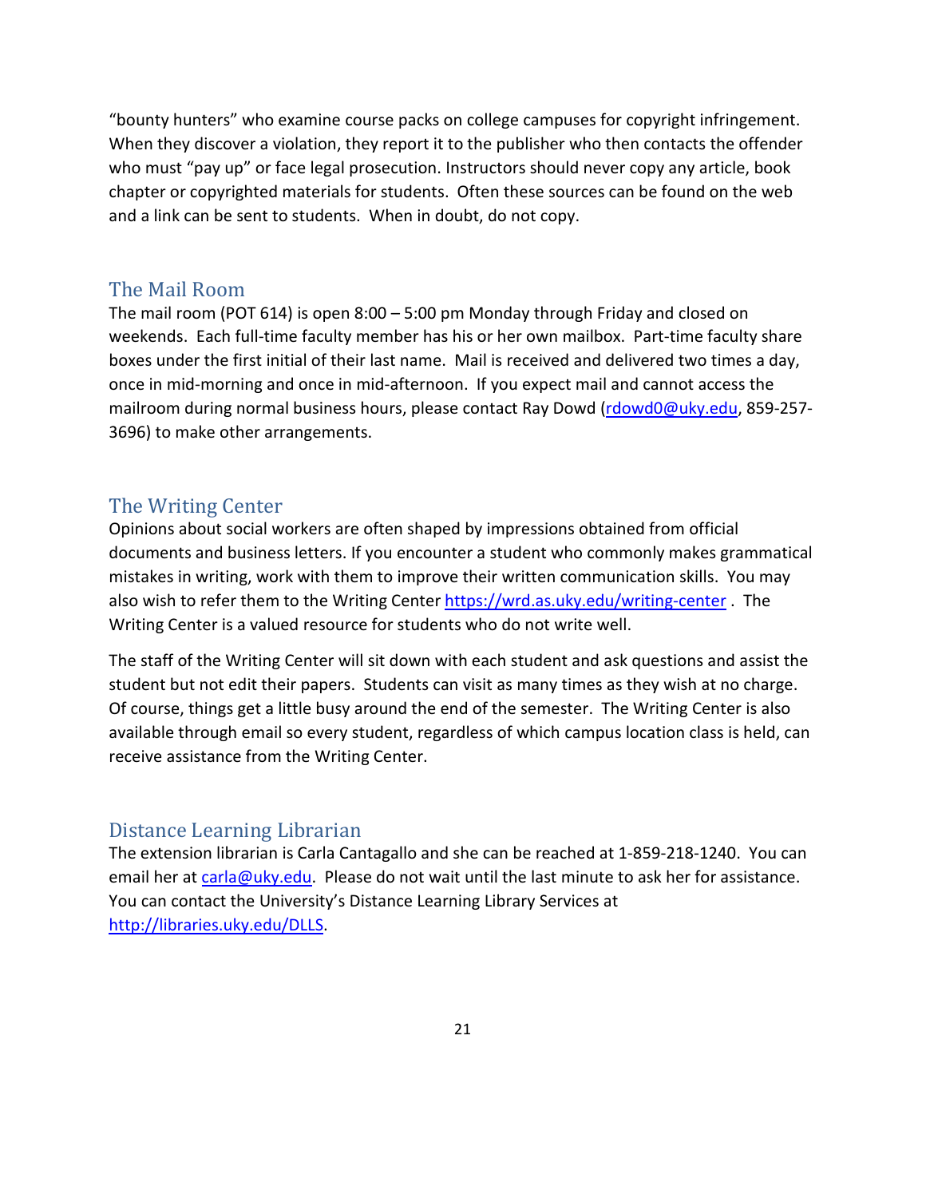"bounty hunters" who examine course packs on college campuses for copyright infringement. When they discover a violation, they report it to the publisher who then contacts the offender who must "pay up" or face legal prosecution. Instructors should never copy any article, book chapter or copyrighted materials for students. Often these sources can be found on the web and a link can be sent to students. When in doubt, do not copy.

## The Mail Room

The mail room (POT 614) is open 8:00 – 5:00 pm Monday through Friday and closed on weekends. Each full-time faculty member has his or her own mailbox. Part-time faculty share boxes under the first initial of their last name. Mail is received and delivered two times a day, once in mid-morning and once in mid-afternoon. If you expect mail and cannot access the mailroom during normal business hours, please contact Ray Dowd (rdowd0@uky.edu, 859-257-3696) to make other arrangements.

## The Writing Center

Opinions about social workers are often shaped by impressions obtained from official documents and business letters. If you encounter a student who commonly makes grammatical mistakes in writing, work with them to improve their written communication skills. You may also wish to refer them to the Writing Center https://wrd.as.uky.edu/writing-center . The Writing Center is a valued resource for students who do not write well.

The staff of the Writing Center will sit down with each student and ask questions and assist the student but not edit their papers. Students can visit as many times as they wish at no charge. Of course, things get a little busy around the end of the semester. The Writing Center is also available through email so every student, regardless of which campus location class is held, can receive assistance from the Writing Center.

## Distance Learning Librarian

The extension librarian is Carla Cantagallo and she can be reached at 1-859-218-1240. You can email her at carla@uky.edu. Please do not wait until the last minute to ask her for assistance. You can contact the University's Distance Learning Library Services at http://libraries.uky.edu/DLLS.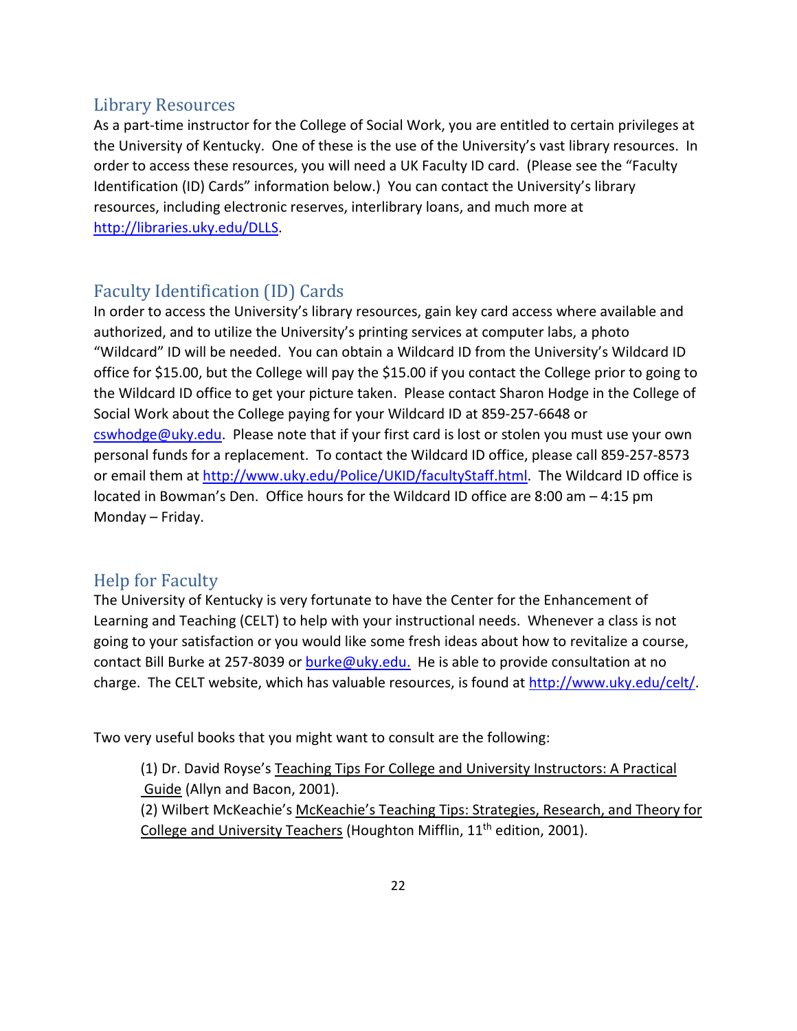## Library Resources

As a part-time instructor for the College of Social Work, you are entitled to certain privileges at the University of Kentucky. One of these is the use of the University's vast library resources. In order to access these resources, you will need a UK Faculty ID card. (Please see the "Faculty Identification (ID) Cards" information below.) You can contact the University's library resources, including electronic reserves, interlibrary loans, and much more at http://libraries.uky.edu/DLLS.

## Faculty Identification (ID) Cards

In order to access the University's library resources, gain key card access where available and authorized, and to utilize the University's printing services at computer labs, a photo "Wildcard" ID will be needed. You can obtain a Wildcard ID from the University's Wildcard ID office for $15.00, but the College will pay the $15.00 if you contact the College prior to going to the Wildcard ID office to get your picture taken. Please contact Sharon Hodge in the College of Social Work about the College paying for your Wildcard ID at 859-257-6648 or cswhodge@uky.edu. Please note that if your first card is lost or stolen you must use your own personal funds for a replacement. To contact the Wildcard ID office, please call 859-257-8573 or email them at http://www.uky.edu/Police/UKID/facultyStaff.html. The Wildcard ID office is located in Bowman's Den. Office hours for the Wildcard ID office are 8:00 am – 4:15 pm Monday – Friday.

## Help for Faculty

The University of Kentucky is very fortunate to have the Center for the Enhancement of Learning and Teaching (CELT) to help with your instructional needs. Whenever a class is not going to your satisfaction or you would like some fresh ideas about how to revitalize a course, contact Bill Burke at 257-8039 or burke@uky.edu. He is able to provide consultation at no charge. The CELT website, which has valuable resources, is found at http://www.uky.edu/celt/.

Two very useful books that you might want to consult are the following:

(1) Dr. David Royse's Teaching Tips For College and University Instructors: A Practical Guide (Allyn and Bacon, 2001).
(2) Wilbert McKeachie's McKeachie's Teaching Tips: Strategies, Research, and Theory for College and University Teachers (Houghton Mifflin, 11th edition, 2001).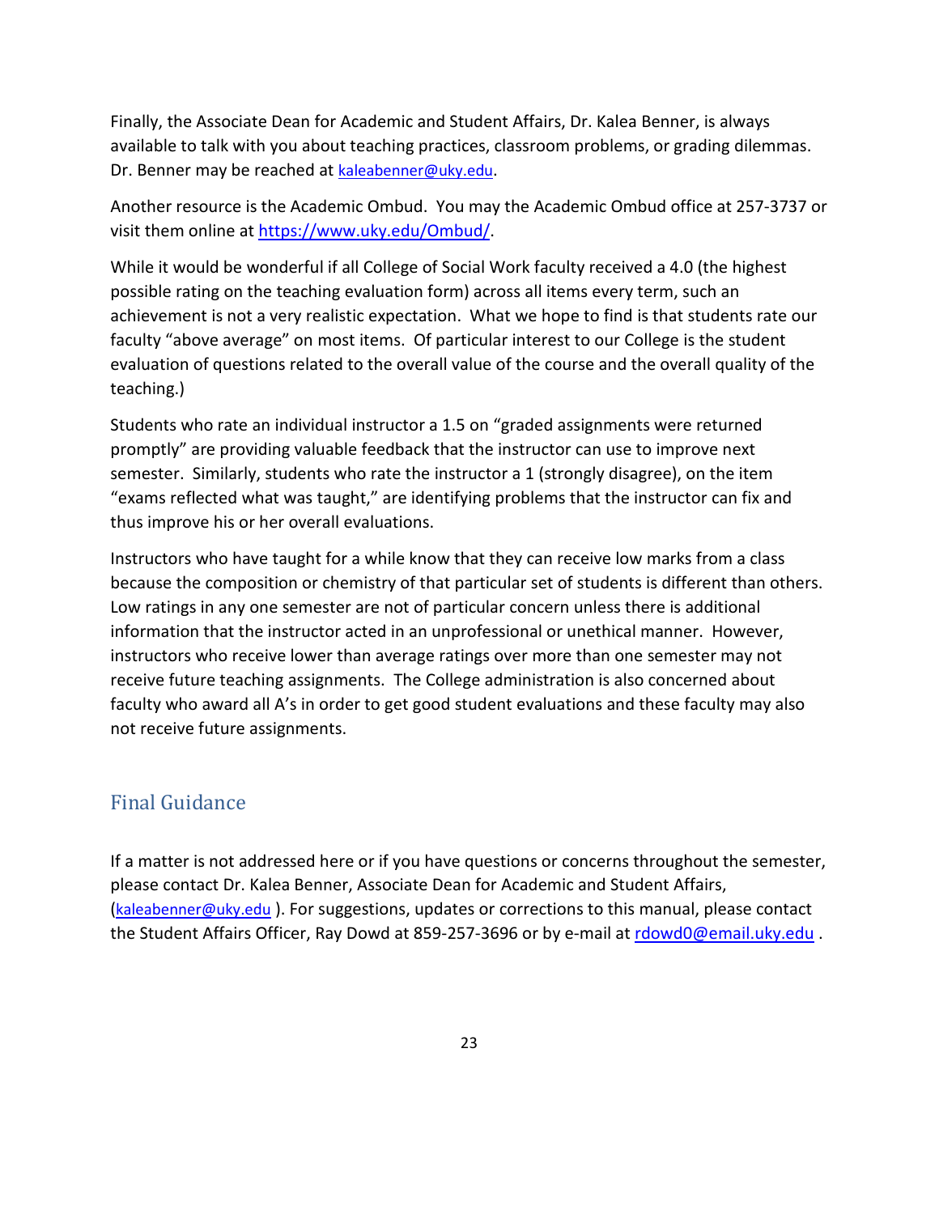Finally, the Associate Dean for Academic and Student Affairs, Dr. Kalea Benner, is always available to talk with you about teaching practices, classroom problems, or grading dilemmas. Dr. Benner may be reached at kaleabenner@uky.edu.

Another resource is the Academic Ombud. You may the Academic Ombud office at 257-3737 or visit them online at https://www.uky.edu/Ombud/.

While it would be wonderful if all College of Social Work faculty received a 4.0 (the highest possible rating on the teaching evaluation form) across all items every term, such an achievement is not a very realistic expectation. What we hope to find is that students rate our faculty "above average" on most items. Of particular interest to our College is the student evaluation of questions related to the overall value of the course and the overall quality of the teaching.)

Students who rate an individual instructor a 1.5 on "graded assignments were returned promptly" are providing valuable feedback that the instructor can use to improve next semester. Similarly, students who rate the instructor a 1 (strongly disagree), on the item "exams reflected what was taught," are identifying problems that the instructor can fix and thus improve his or her overall evaluations.

Instructors who have taught for a while know that they can receive low marks from a class because the composition or chemistry of that particular set of students is different than others. Low ratings in any one semester are not of particular concern unless there is additional information that the instructor acted in an unprofessional or unethical manner. However, instructors who receive lower than average ratings over more than one semester may not receive future teaching assignments. The College administration is also concerned about faculty who award all A's in order to get good student evaluations and these faculty may also not receive future assignments.

## Final Guidance

If a matter is not addressed here or if you have questions or concerns throughout the semester, please contact Dr. Kalea Benner, Associate Dean for Academic and Student Affairs, (kaleabenner@uky.edu ). For suggestions, updates or corrections to this manual, please contact the Student Affairs Officer, Ray Dowd at 859-257-3696 or by e-mail at rdowd0@email.uky.edu .